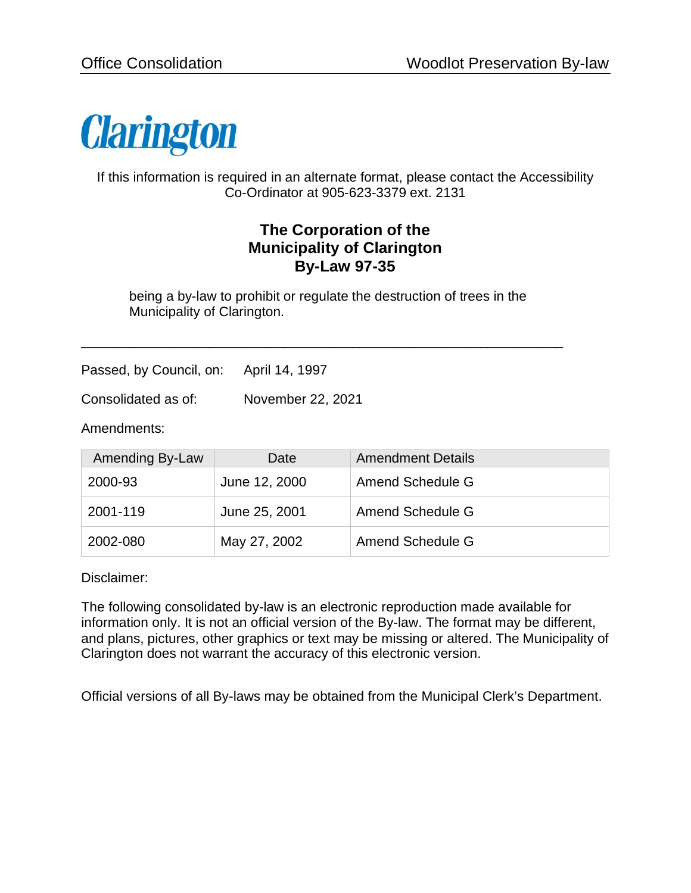Clarington

If this information is required in an alternate format, please contact the Accessibility Co-Ordinator at 905-623-3379 ext. 2131

# The Corporation of the Municipality of Clarington By-Law 97-35

being a by-law to prohibit or regulate the destruction of trees in the Municipality of Clarington.

---

Passed, by Council, on: April 14, 1997

Consolidated as of: November 22, 2021

Amendments:

| Amending By-Law | Date | Amendment Details |
|---|---|---|
| 2000-93 | June 12, 2000 | Amend Schedule G |
| 2001-119 | June 25, 2001 | Amend Schedule G |
| 2002-080 | May 27, 2002 | Amend Schedule G |

Disclaimer:

The following consolidated by-law is an electronic reproduction made available for information only. It is not an official version of the By-law. The format may be different, and plans, pictures, other graphics or text may be missing or altered. The Municipality of Clarington does not warrant the accuracy of this electronic version.

Official versions of all By-laws may be obtained from the Municipal Clerk's Department.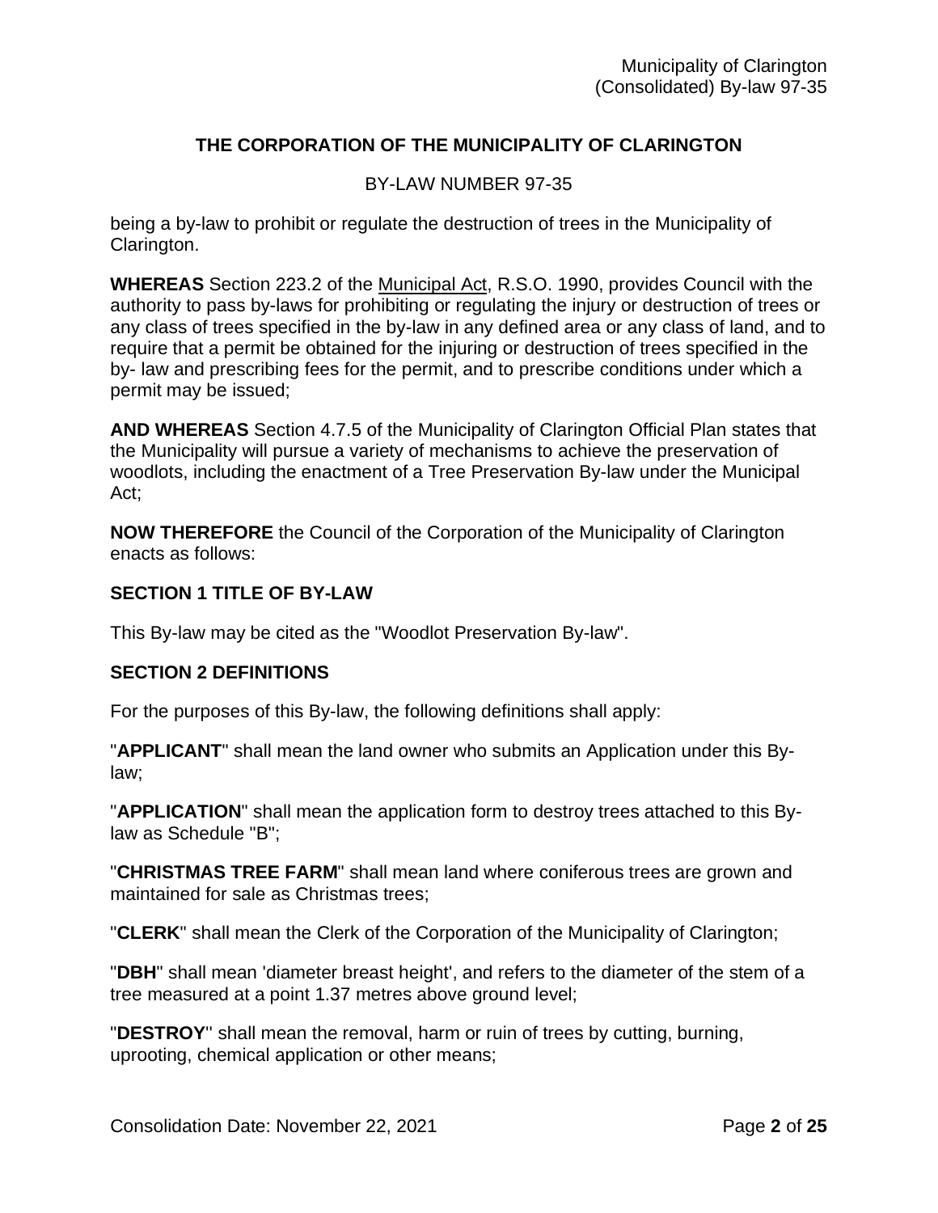## THE CORPORATION OF THE MUNICIPALITY OF CLARINGTON

BY-LAW NUMBER 97-35

being a by-law to prohibit or regulate the destruction of trees in the Municipality of Clarington.

**WHEREAS** Section 223.2 of the Municipal Act, R.S.O. 1990, provides Council with the authority to pass by-laws for prohibiting or regulating the injury or destruction of trees or any class of trees specified in the by-law in any defined area or any class of land, and to require that a permit be obtained for the injuring or destruction of trees specified in the by- law and prescribing fees for the permit, and to prescribe conditions under which a permit may be issued;

**AND WHEREAS** Section 4.7.5 of the Municipality of Clarington Official Plan states that the Municipality will pursue a variety of mechanisms to achieve the preservation of woodlots, including the enactment of a Tree Preservation By-law under the Municipal Act;

**NOW THEREFORE** the Council of the Corporation of the Municipality of Clarington enacts as follows:

### SECTION 1 TITLE OF BY-LAW

This By-law may be cited as the "Woodlot Preservation By-law".

### SECTION 2 DEFINITIONS

For the purposes of this By-law, the following definitions shall apply:

"**APPLICANT**" shall mean the land owner who submits an Application under this By-law;

"**APPLICATION**" shall mean the application form to destroy trees attached to this By-law as Schedule "B";

"**CHRISTMAS TREE FARM**" shall mean land where coniferous trees are grown and maintained for sale as Christmas trees;

"**CLERK**" shall mean the Clerk of the Corporation of the Municipality of Clarington;

"**DBH**" shall mean 'diameter breast height', and refers to the diameter of the stem of a tree measured at a point 1.37 metres above ground level;

"**DESTROY**" shall mean the removal, harm or ruin of trees by cutting, burning, uprooting, chemical application or other means;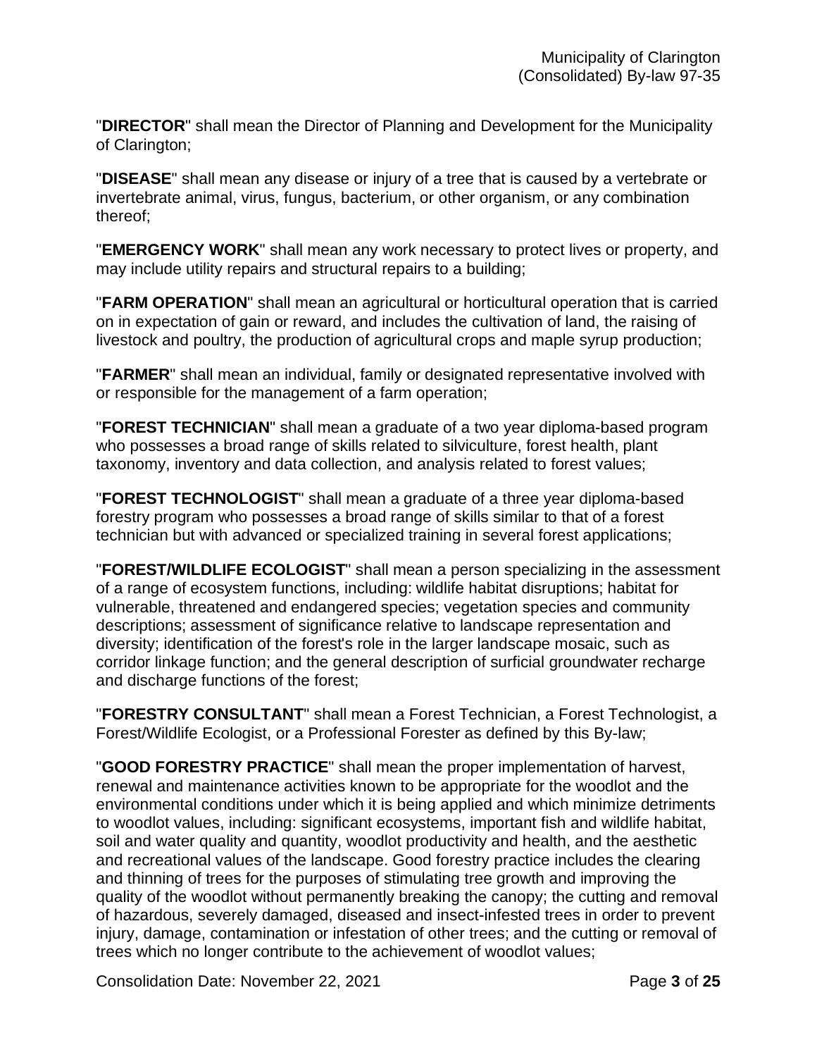"**DIRECTOR**" shall mean the Director of Planning and Development for the Municipality of Clarington;

"**DISEASE**" shall mean any disease or injury of a tree that is caused by a vertebrate or invertebrate animal, virus, fungus, bacterium, or other organism, or any combination thereof;

"**EMERGENCY WORK**" shall mean any work necessary to protect lives or property, and may include utility repairs and structural repairs to a building;

"**FARM OPERATION**" shall mean an agricultural or horticultural operation that is carried on in expectation of gain or reward, and includes the cultivation of land, the raising of livestock and poultry, the production of agricultural crops and maple syrup production;

"**FARMER**" shall mean an individual, family or designated representative involved with or responsible for the management of a farm operation;

"**FOREST TECHNICIAN**" shall mean a graduate of a two year diploma-based program who possesses a broad range of skills related to silviculture, forest health, plant taxonomy, inventory and data collection, and analysis related to forest values;

"**FOREST TECHNOLOGIST**" shall mean a graduate of a three year diploma-based forestry program who possesses a broad range of skills similar to that of a forest technician but with advanced or specialized training in several forest applications;

"**FOREST/WILDLIFE ECOLOGIST**" shall mean a person specializing in the assessment of a range of ecosystem functions, including: wildlife habitat disruptions; habitat for vulnerable, threatened and endangered species; vegetation species and community descriptions; assessment of significance relative to landscape representation and diversity; identification of the forest's role in the larger landscape mosaic, such as corridor linkage function; and the general description of surficial groundwater recharge and discharge functions of the forest;

"**FORESTRY CONSULTANT**" shall mean a Forest Technician, a Forest Technologist, a Forest/Wildlife Ecologist, or a Professional Forester as defined by this By-law;

"**GOOD FORESTRY PRACTICE**" shall mean the proper implementation of harvest, renewal and maintenance activities known to be appropriate for the woodlot and the environmental conditions under which it is being applied and which minimize detriments to woodlot values, including: significant ecosystems, important fish and wildlife habitat, soil and water quality and quantity, woodlot productivity and health, and the aesthetic and recreational values of the landscape. Good forestry practice includes the clearing and thinning of trees for the purposes of stimulating tree growth and improving the quality of the woodlot without permanently breaking the canopy; the cutting and removal of hazardous, severely damaged, diseased and insect-infested trees in order to prevent injury, damage, contamination or infestation of other trees; and the cutting or removal of trees which no longer contribute to the achievement of woodlot values;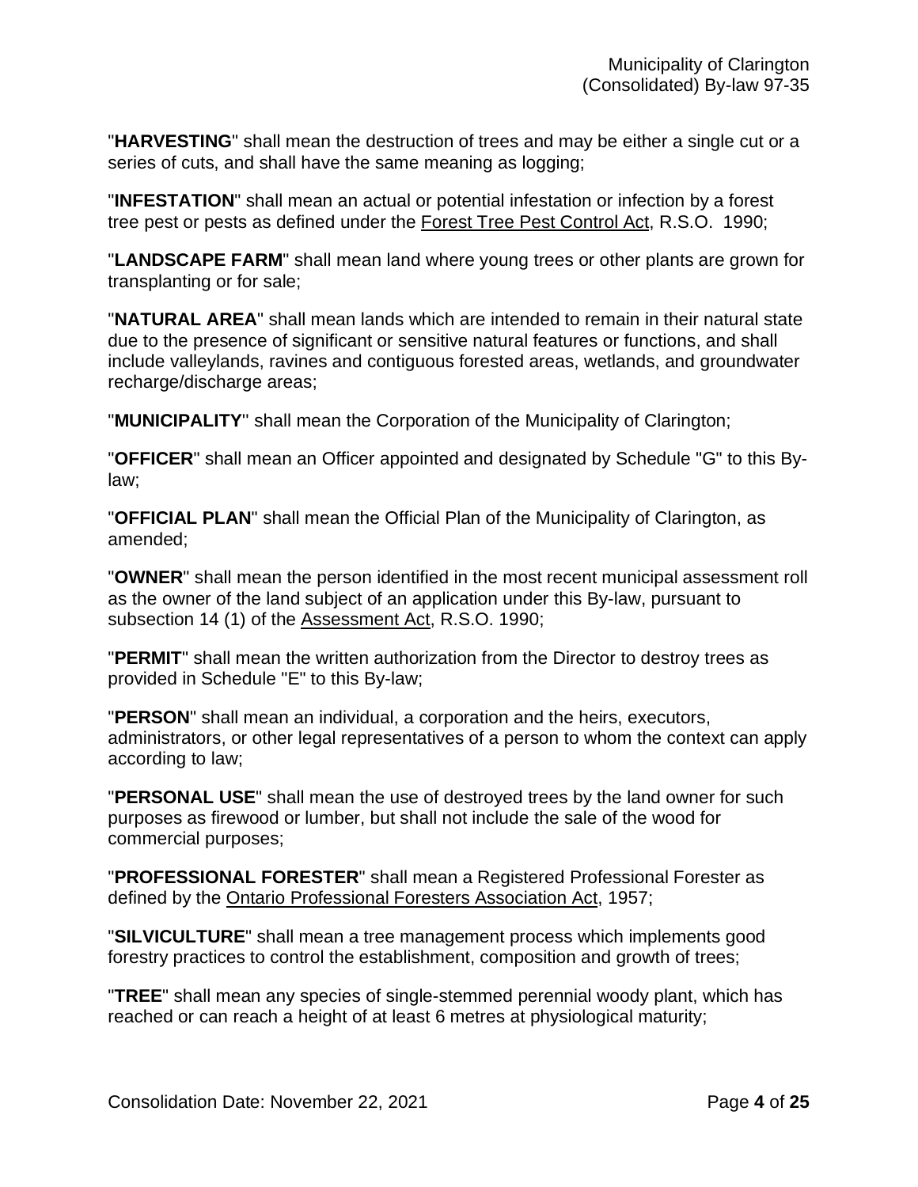"**HARVESTING**" shall mean the destruction of trees and may be either a single cut or a series of cuts, and shall have the same meaning as logging;

"**INFESTATION**" shall mean an actual or potential infestation or infection by a forest tree pest or pests as defined under the Forest Tree Pest Control Act, R.S.O. 1990;

"**LANDSCAPE FARM**" shall mean land where young trees or other plants are grown for transplanting or for sale;

"**NATURAL AREA**" shall mean lands which are intended to remain in their natural state due to the presence of significant or sensitive natural features or functions, and shall include valleylands, ravines and contiguous forested areas, wetlands, and groundwater recharge/discharge areas;

"**MUNICIPALITY**" shall mean the Corporation of the Municipality of Clarington;

"**OFFICER**" shall mean an Officer appointed and designated by Schedule "G" to this By-law;

"**OFFICIAL PLAN**" shall mean the Official Plan of the Municipality of Clarington, as amended;

"**OWNER**" shall mean the person identified in the most recent municipal assessment roll as the owner of the land subject of an application under this By-law, pursuant to subsection 14 (1) of the Assessment Act, R.S.O. 1990;

"**PERMIT**" shall mean the written authorization from the Director to destroy trees as provided in Schedule "E" to this By-law;

"**PERSON**" shall mean an individual, a corporation and the heirs, executors, administrators, or other legal representatives of a person to whom the context can apply according to law;

"**PERSONAL USE**" shall mean the use of destroyed trees by the land owner for such purposes as firewood or lumber, but shall not include the sale of the wood for commercial purposes;

"**PROFESSIONAL FORESTER**" shall mean a Registered Professional Forester as defined by the Ontario Professional Foresters Association Act, 1957;

"**SILVICULTURE**" shall mean a tree management process which implements good forestry practices to control the establishment, composition and growth of trees;

"**TREE**" shall mean any species of single-stemmed perennial woody plant, which has reached or can reach a height of at least 6 metres at physiological maturity;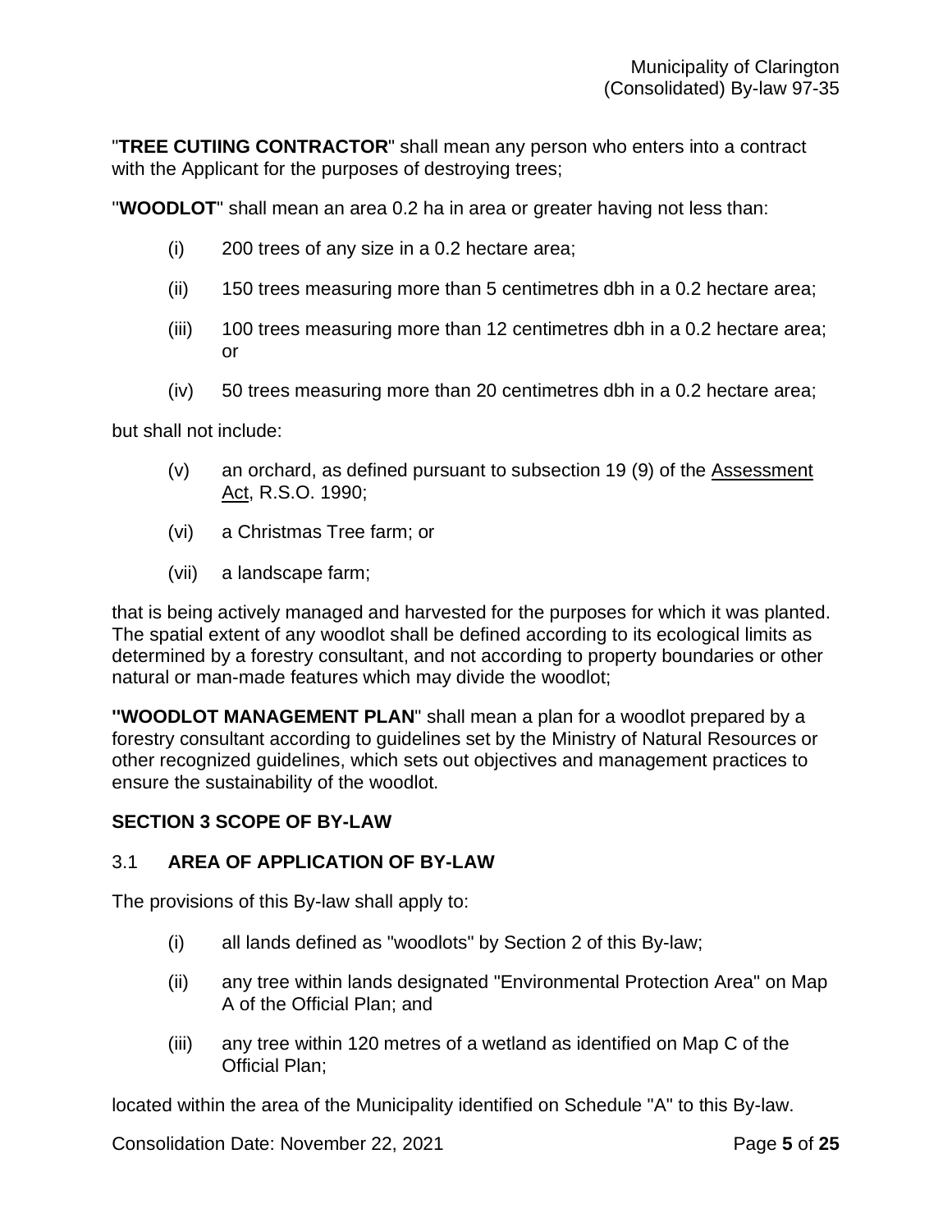"**TREE CUTIING CONTRACTOR**" shall mean any person who enters into a contract with the Applicant for the purposes of destroying trees;

"**WOODLOT**" shall mean an area 0.2 ha in area or greater having not less than:

(i) 200 trees of any size in a 0.2 hectare area;

(ii) 150 trees measuring more than 5 centimetres dbh in a 0.2 hectare area;

(iii) 100 trees measuring more than 12 centimetres dbh in a 0.2 hectare area; or

(iv) 50 trees measuring more than 20 centimetres dbh in a 0.2 hectare area;

but shall not include:

(v) an orchard, as defined pursuant to subsection 19 (9) of the Assessment Act, R.S.O. 1990;

(vi) a Christmas Tree farm; or

(vii) a landscape farm;

that is being actively managed and harvested for the purposes for which it was planted. The spatial extent of any woodlot shall be defined according to its ecological limits as determined by a forestry consultant, and not according to property boundaries or other natural or man-made features which may divide the woodlot;

"**WOODLOT MANAGEMENT PLAN**" shall mean a plan for a woodlot prepared by a forestry consultant according to guidelines set by the Ministry of Natural Resources or other recognized guidelines, which sets out objectives and management practices to ensure the sustainability of the woodlot.

## SECTION 3 SCOPE OF BY-LAW

### 3.1 AREA OF APPLICATION OF BY-LAW

The provisions of this By-law shall apply to:

(i) all lands defined as "woodlots" by Section 2 of this By-law;

(ii) any tree within lands designated "Environmental Protection Area" on Map A of the Official Plan; and

(iii) any tree within 120 metres of a wetland as identified on Map C of the Official Plan;

located within the area of the Municipality identified on Schedule "A" to this By-law.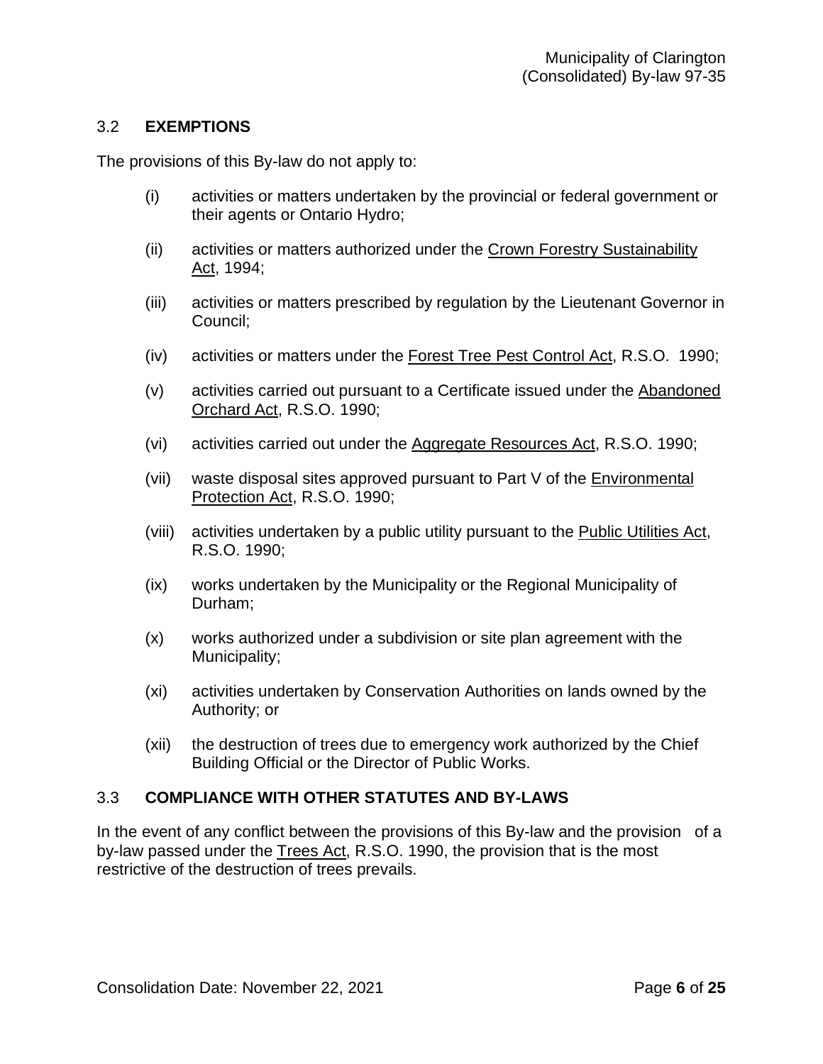## 3.2 **EXEMPTIONS**

The provisions of this By-law do not apply to:

(i) activities or matters undertaken by the provincial or federal government or their agents or Ontario Hydro;

(ii) activities or matters authorized under the Crown Forestry Sustainability Act, 1994;

(iii) activities or matters prescribed by regulation by the Lieutenant Governor in Council;

(iv) activities or matters under the Forest Tree Pest Control Act, R.S.O. 1990;

(v) activities carried out pursuant to a Certificate issued under the Abandoned Orchard Act, R.S.O. 1990;

(vi) activities carried out under the Aggregate Resources Act, R.S.O. 1990;

(vii) waste disposal sites approved pursuant to Part V of the Environmental Protection Act, R.S.O. 1990;

(viii) activities undertaken by a public utility pursuant to the Public Utilities Act, R.S.O. 1990;

(ix) works undertaken by the Municipality or the Regional Municipality of Durham;

(x) works authorized under a subdivision or site plan agreement with the Municipality;

(xi) activities undertaken by Conservation Authorities on lands owned by the Authority; or

(xii) the destruction of trees due to emergency work authorized by the Chief Building Official or the Director of Public Works.

## 3.3 **COMPLIANCE WITH OTHER STATUTES AND BY-LAWS**

In the event of any conflict between the provisions of this By-law and the provision of a by-law passed under the Trees Act, R.S.O. 1990, the provision that is the most restrictive of the destruction of trees prevails.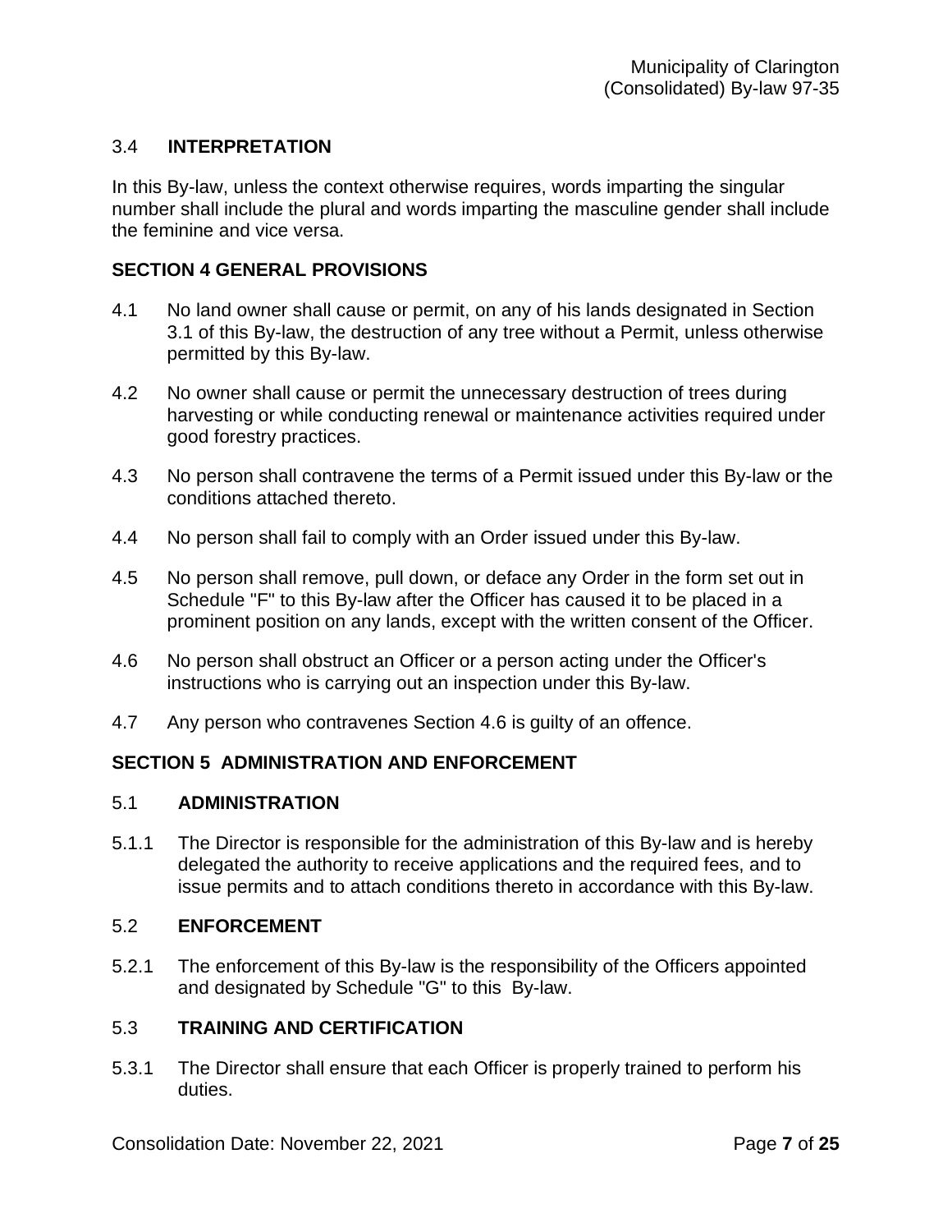### 3.4 INTERPRETATION

In this By-law, unless the context otherwise requires, words imparting the singular number shall include the plural and words imparting the masculine gender shall include the feminine and vice versa.

## SECTION 4 GENERAL PROVISIONS

4.1 No land owner shall cause or permit, on any of his lands designated in Section 3.1 of this By-law, the destruction of any tree without a Permit, unless otherwise permitted by this By-law.

4.2 No owner shall cause or permit the unnecessary destruction of trees during harvesting or while conducting renewal or maintenance activities required under good forestry practices.

4.3 No person shall contravene the terms of a Permit issued under this By-law or the conditions attached thereto.

4.4 No person shall fail to comply with an Order issued under this By-law.

4.5 No person shall remove, pull down, or deface any Order in the form set out in Schedule "F" to this By-law after the Officer has caused it to be placed in a prominent position on any lands, except with the written consent of the Officer.

4.6 No person shall obstruct an Officer or a person acting under the Officer's instructions who is carrying out an inspection under this By-law.

4.7 Any person who contravenes Section 4.6 is guilty of an offence.

## SECTION 5 ADMINISTRATION AND ENFORCEMENT

### 5.1 ADMINISTRATION

5.1.1 The Director is responsible for the administration of this By-law and is hereby delegated the authority to receive applications and the required fees, and to issue permits and to attach conditions thereto in accordance with this By-law.

### 5.2 ENFORCEMENT

5.2.1 The enforcement of this By-law is the responsibility of the Officers appointed and designated by Schedule "G" to this By-law.

### 5.3 TRAINING AND CERTIFICATION

5.3.1 The Director shall ensure that each Officer is properly trained to perform his duties.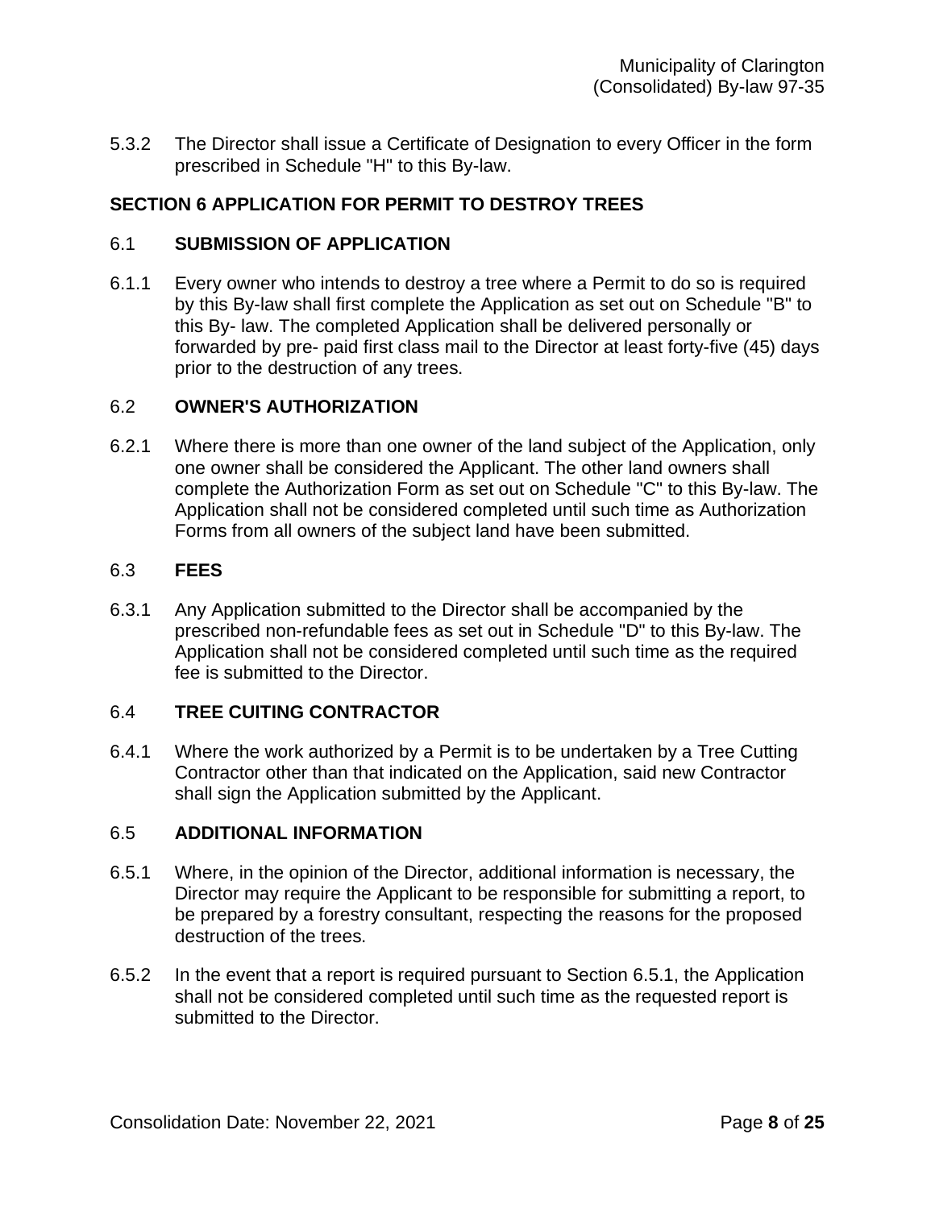5.3.2 The Director shall issue a Certificate of Designation to every Officer in the form prescribed in Schedule "H" to this By-law.

## SECTION 6 APPLICATION FOR PERMIT TO DESTROY TREES

### 6.1 SUBMISSION OF APPLICATION

6.1.1 Every owner who intends to destroy a tree where a Permit to do so is required by this By-law shall first complete the Application as set out on Schedule "B" to this By- law. The completed Application shall be delivered personally or forwarded by pre- paid first class mail to the Director at least forty-five (45) days prior to the destruction of any trees.

### 6.2 OWNER'S AUTHORIZATION

6.2.1 Where there is more than one owner of the land subject of the Application, only one owner shall be considered the Applicant. The other land owners shall complete the Authorization Form as set out on Schedule "C" to this By-law. The Application shall not be considered completed until such time as Authorization Forms from all owners of the subject land have been submitted.

### 6.3 FEES

6.3.1 Any Application submitted to the Director shall be accompanied by the prescribed non-refundable fees as set out in Schedule "D" to this By-law. The Application shall not be considered completed until such time as the required fee is submitted to the Director.

### 6.4 TREE CUITING CONTRACTOR

6.4.1 Where the work authorized by a Permit is to be undertaken by a Tree Cutting Contractor other than that indicated on the Application, said new Contractor shall sign the Application submitted by the Applicant.

### 6.5 ADDITIONAL INFORMATION

6.5.1 Where, in the opinion of the Director, additional information is necessary, the Director may require the Applicant to be responsible for submitting a report, to be prepared by a forestry consultant, respecting the reasons for the proposed destruction of the trees.

6.5.2 In the event that a report is required pursuant to Section 6.5.1, the Application shall not be considered completed until such time as the requested report is submitted to the Director.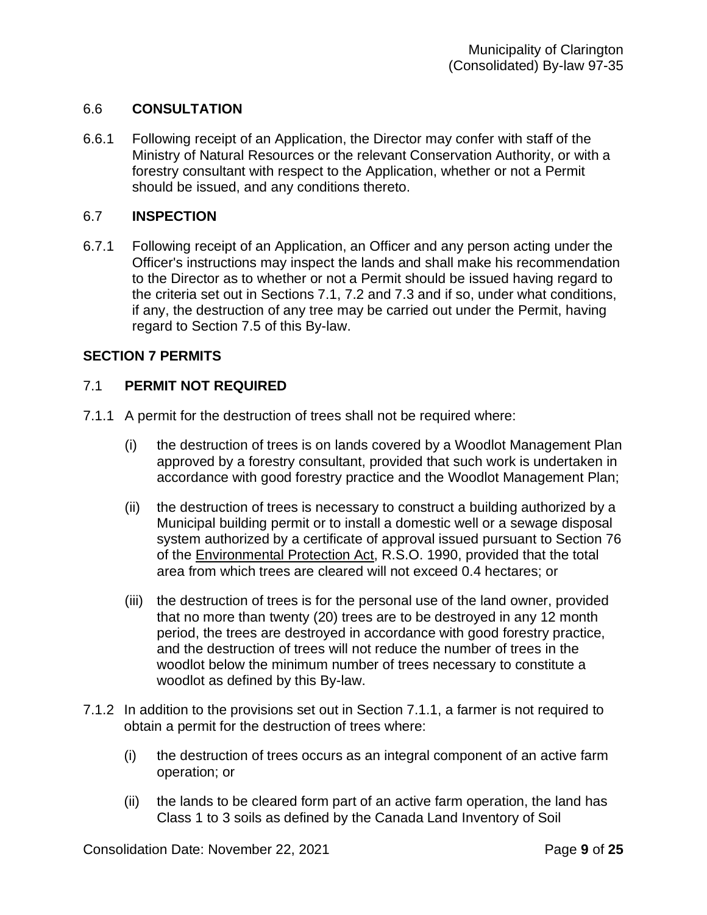### 6.6 CONSULTATION

6.6.1 Following receipt of an Application, the Director may confer with staff of the Ministry of Natural Resources or the relevant Conservation Authority, or with a forestry consultant with respect to the Application, whether or not a Permit should be issued, and any conditions thereto.

### 6.7 INSPECTION

6.7.1 Following receipt of an Application, an Officer and any person acting under the Officer's instructions may inspect the lands and shall make his recommendation to the Director as to whether or not a Permit should be issued having regard to the criteria set out in Sections 7.1, 7.2 and 7.3 and if so, under what conditions, if any, the destruction of any tree may be carried out under the Permit, having regard to Section 7.5 of this By-law.

## SECTION 7 PERMITS

### 7.1 PERMIT NOT REQUIRED

7.1.1 A permit for the destruction of trees shall not be required where:

(i) the destruction of trees is on lands covered by a Woodlot Management Plan approved by a forestry consultant, provided that such work is undertaken in accordance with good forestry practice and the Woodlot Management Plan;

(ii) the destruction of trees is necessary to construct a building authorized by a Municipal building permit or to install a domestic well or a sewage disposal system authorized by a certificate of approval issued pursuant to Section 76 of the Environmental Protection Act, R.S.O. 1990, provided that the total area from which trees are cleared will not exceed 0.4 hectares; or

(iii) the destruction of trees is for the personal use of the land owner, provided that no more than twenty (20) trees are to be destroyed in any 12 month period, the trees are destroyed in accordance with good forestry practice, and the destruction of trees will not reduce the number of trees in the woodlot below the minimum number of trees necessary to constitute a woodlot as defined by this By-law.

7.1.2 In addition to the provisions set out in Section 7.1.1, a farmer is not required to obtain a permit for the destruction of trees where:

(i) the destruction of trees occurs as an integral component of an active farm operation; or

(ii) the lands to be cleared form part of an active farm operation, the land has Class 1 to 3 soils as defined by the Canada Land Inventory of Soil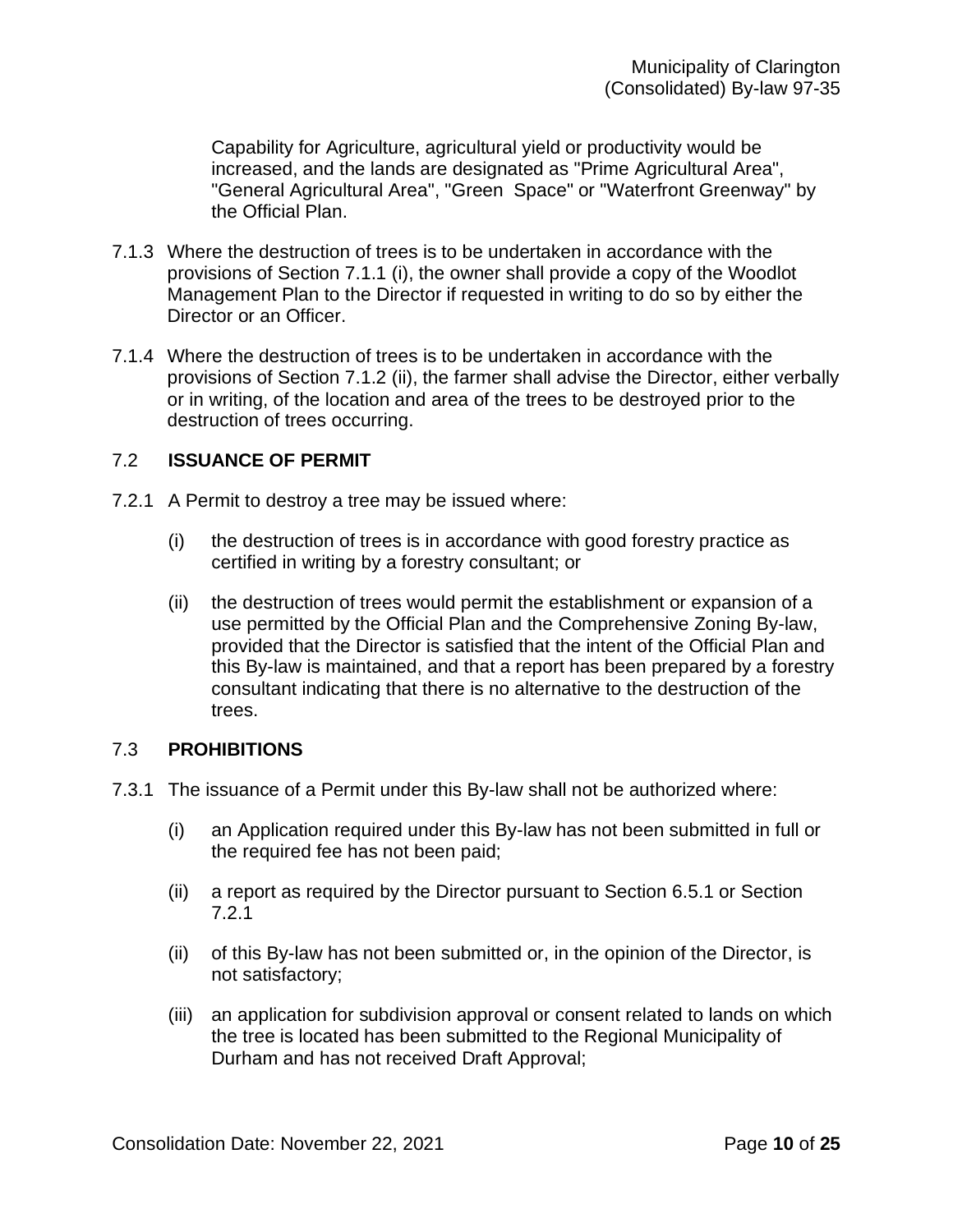Capability for Agriculture, agricultural yield or productivity would be increased, and the lands are designated as "Prime Agricultural Area", "General Agricultural Area", "Green Space" or "Waterfront Greenway" by the Official Plan.

7.1.3 Where the destruction of trees is to be undertaken in accordance with the provisions of Section 7.1.1 (i), the owner shall provide a copy of the Woodlot Management Plan to the Director if requested in writing to do so by either the Director or an Officer.

7.1.4 Where the destruction of trees is to be undertaken in accordance with the provisions of Section 7.1.2 (ii), the farmer shall advise the Director, either verbally or in writing, of the location and area of the trees to be destroyed prior to the destruction of trees occurring.

## 7.2 ISSUANCE OF PERMIT

7.2.1 A Permit to destroy a tree may be issued where:

(i) the destruction of trees is in accordance with good forestry practice as certified in writing by a forestry consultant; or

(ii) the destruction of trees would permit the establishment or expansion of a use permitted by the Official Plan and the Comprehensive Zoning By-law, provided that the Director is satisfied that the intent of the Official Plan and this By-law is maintained, and that a report has been prepared by a forestry consultant indicating that there is no alternative to the destruction of the trees.

## 7.3 PROHIBITIONS

7.3.1 The issuance of a Permit under this By-law shall not be authorized where:

(i) an Application required under this By-law has not been submitted in full or the required fee has not been paid;

(ii) a report as required by the Director pursuant to Section 6.5.1 or Section 7.2.1

(ii) of this By-law has not been submitted or, in the opinion of the Director, is not satisfactory;

(iii) an application for subdivision approval or consent related to lands on which the tree is located has been submitted to the Regional Municipality of Durham and has not received Draft Approval;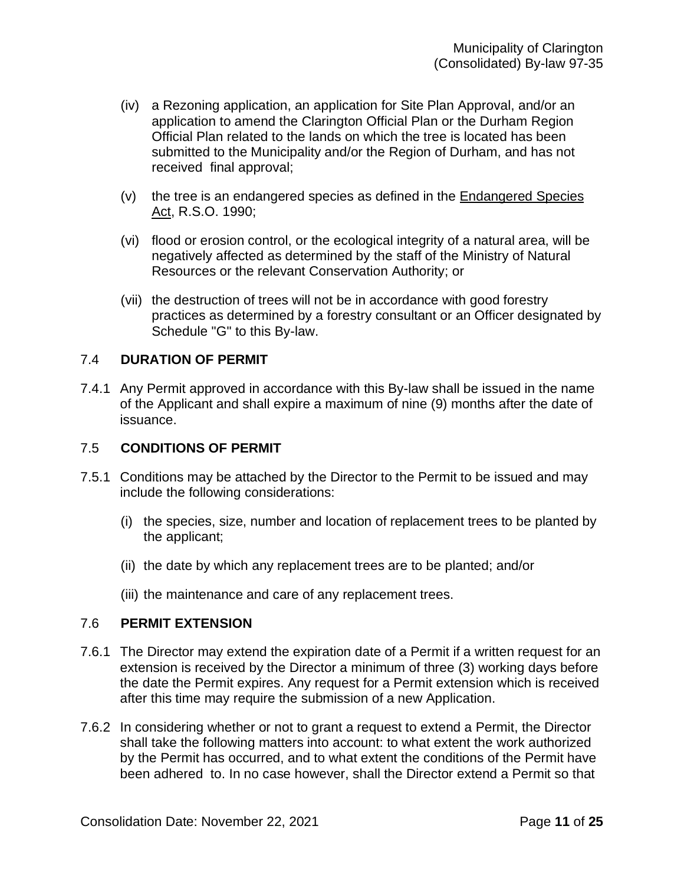(iv) a Rezoning application, an application for Site Plan Approval, and/or an application to amend the Clarington Official Plan or the Durham Region Official Plan related to the lands on which the tree is located has been submitted to the Municipality and/or the Region of Durham, and has not received final approval;

(v) the tree is an endangered species as defined in the Endangered Species Act, R.S.O. 1990;

(vi) flood or erosion control, or the ecological integrity of a natural area, will be negatively affected as determined by the staff of the Ministry of Natural Resources or the relevant Conservation Authority; or

(vii) the destruction of trees will not be in accordance with good forestry practices as determined by a forestry consultant or an Officer designated by Schedule "G" to this By-law.

### 7.4 DURATION OF PERMIT

7.4.1 Any Permit approved in accordance with this By-law shall be issued in the name of the Applicant and shall expire a maximum of nine (9) months after the date of issuance.

### 7.5 CONDITIONS OF PERMIT

7.5.1 Conditions may be attached by the Director to the Permit to be issued and may include the following considerations:

(i) the species, size, number and location of replacement trees to be planted by the applicant;

(ii) the date by which any replacement trees are to be planted; and/or

(iii) the maintenance and care of any replacement trees.

### 7.6 PERMIT EXTENSION

7.6.1 The Director may extend the expiration date of a Permit if a written request for an extension is received by the Director a minimum of three (3) working days before the date the Permit expires. Any request for a Permit extension which is received after this time may require the submission of a new Application.

7.6.2 In considering whether or not to grant a request to extend a Permit, the Director shall take the following matters into account: to what extent the work authorized by the Permit has occurred, and to what extent the conditions of the Permit have been adhered to. In no case however, shall the Director extend a Permit so that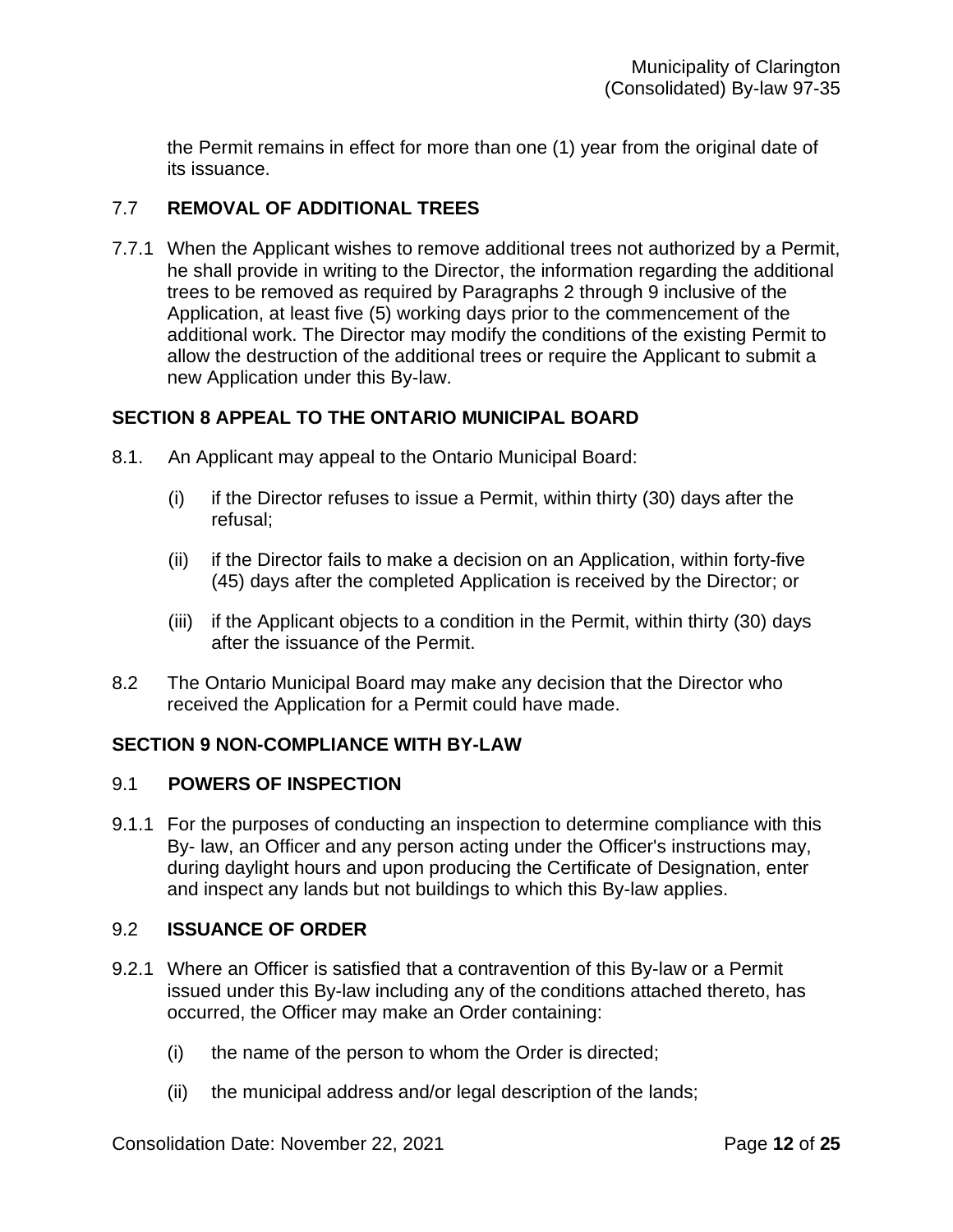the Permit remains in effect for more than one (1) year from the original date of its issuance.

### 7.7 REMOVAL OF ADDITIONAL TREES

7.7.1 When the Applicant wishes to remove additional trees not authorized by a Permit, he shall provide in writing to the Director, the information regarding the additional trees to be removed as required by Paragraphs 2 through 9 inclusive of the Application, at least five (5) working days prior to the commencement of the additional work. The Director may modify the conditions of the existing Permit to allow the destruction of the additional trees or require the Applicant to submit a new Application under this By-law.

## SECTION 8 APPEAL TO THE ONTARIO MUNICIPAL BOARD

8.1. An Applicant may appeal to the Ontario Municipal Board:

(i) if the Director refuses to issue a Permit, within thirty (30) days after the refusal;

(ii) if the Director fails to make a decision on an Application, within forty-five (45) days after the completed Application is received by the Director; or

(iii) if the Applicant objects to a condition in the Permit, within thirty (30) days after the issuance of the Permit.

8.2 The Ontario Municipal Board may make any decision that the Director who received the Application for a Permit could have made.

## SECTION 9 NON-COMPLIANCE WITH BY-LAW

### 9.1 POWERS OF INSPECTION

9.1.1 For the purposes of conducting an inspection to determine compliance with this By- law, an Officer and any person acting under the Officer's instructions may, during daylight hours and upon producing the Certificate of Designation, enter and inspect any lands but not buildings to which this By-law applies.

### 9.2 ISSUANCE OF ORDER

9.2.1 Where an Officer is satisfied that a contravention of this By-law or a Permit issued under this By-law including any of the conditions attached thereto, has occurred, the Officer may make an Order containing:

(i) the name of the person to whom the Order is directed;

(ii) the municipal address and/or legal description of the lands;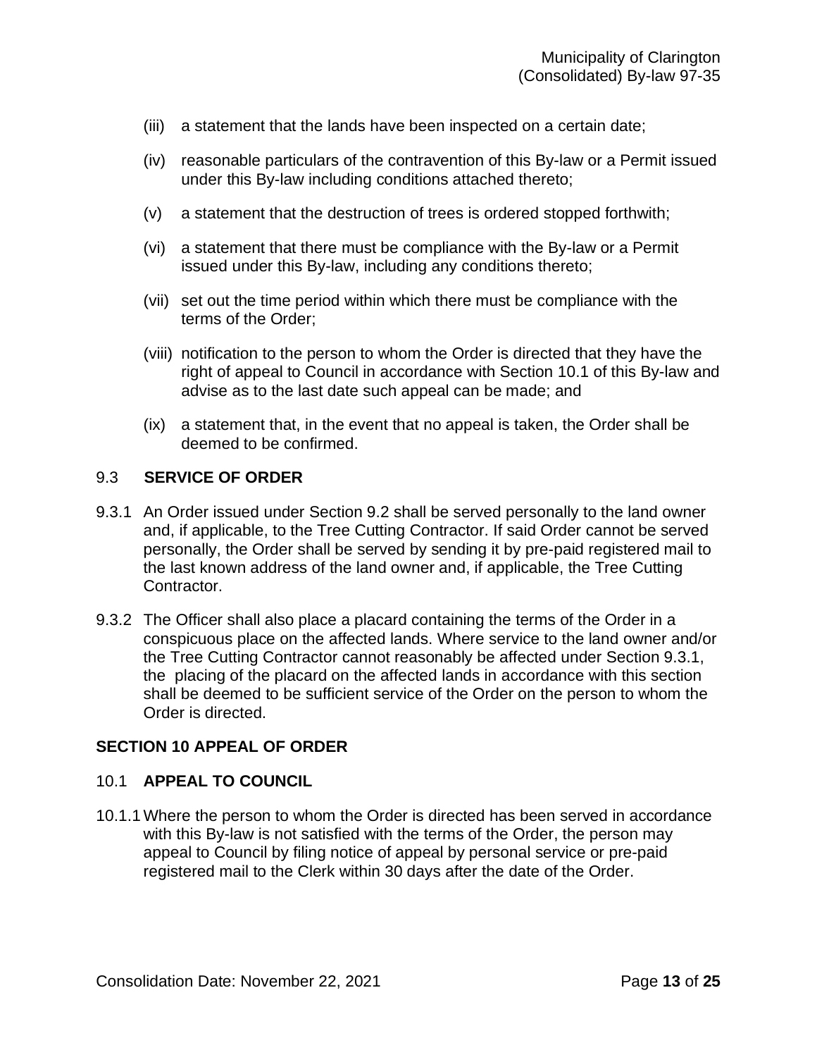(iii) a statement that the lands have been inspected on a certain date;

(iv) reasonable particulars of the contravention of this By-law or a Permit issued under this By-law including conditions attached thereto;

(v) a statement that the destruction of trees is ordered stopped forthwith;

(vi) a statement that there must be compliance with the By-law or a Permit issued under this By-law, including any conditions thereto;

(vii) set out the time period within which there must be compliance with the terms of the Order;

(viii) notification to the person to whom the Order is directed that they have the right of appeal to Council in accordance with Section 10.1 of this By-law and advise as to the last date such appeal can be made; and

(ix) a statement that, in the event that no appeal is taken, the Order shall be deemed to be confirmed.

### 9.3 SERVICE OF ORDER

9.3.1 An Order issued under Section 9.2 shall be served personally to the land owner and, if applicable, to the Tree Cutting Contractor. If said Order cannot be served personally, the Order shall be served by sending it by pre-paid registered mail to the last known address of the land owner and, if applicable, the Tree Cutting Contractor.

9.3.2 The Officer shall also place a placard containing the terms of the Order in a conspicuous place on the affected lands. Where service to the land owner and/or the Tree Cutting Contractor cannot reasonably be affected under Section 9.3.1, the placing of the placard on the affected lands in accordance with this section shall be deemed to be sufficient service of the Order on the person to whom the Order is directed.

## SECTION 10 APPEAL OF ORDER

### 10.1 APPEAL TO COUNCIL

10.1.1 Where the person to whom the Order is directed has been served in accordance with this By-law is not satisfied with the terms of the Order, the person may appeal to Council by filing notice of appeal by personal service or pre-paid registered mail to the Clerk within 30 days after the date of the Order.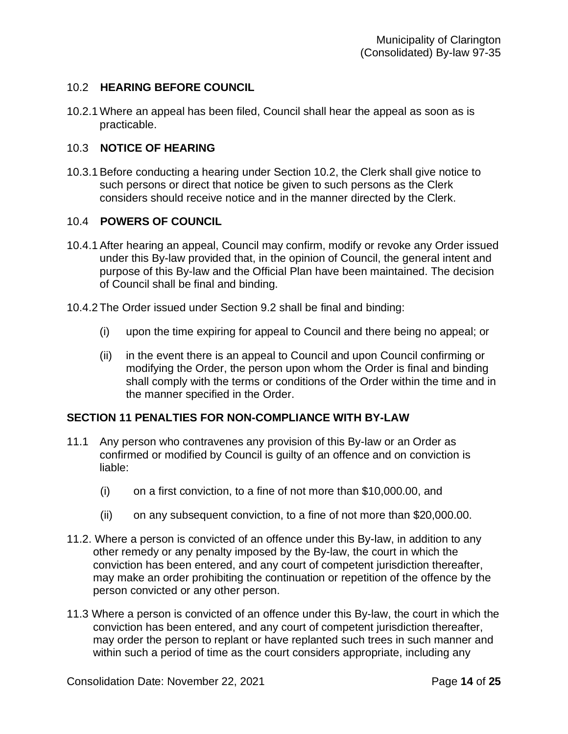### 10.2 HEARING BEFORE COUNCIL

10.2.1 Where an appeal has been filed, Council shall hear the appeal as soon as is practicable.

### 10.3 NOTICE OF HEARING

10.3.1 Before conducting a hearing under Section 10.2, the Clerk shall give notice to such persons or direct that notice be given to such persons as the Clerk considers should receive notice and in the manner directed by the Clerk.

### 10.4 POWERS OF COUNCIL

10.4.1 After hearing an appeal, Council may confirm, modify or revoke any Order issued under this By-law provided that, in the opinion of Council, the general intent and purpose of this By-law and the Official Plan have been maintained. The decision of Council shall be final and binding.

10.4.2 The Order issued under Section 9.2 shall be final and binding:

(i) upon the time expiring for appeal to Council and there being no appeal; or

(ii) in the event there is an appeal to Council and upon Council confirming or modifying the Order, the person upon whom the Order is final and binding shall comply with the terms or conditions of the Order within the time and in the manner specified in the Order.

## SECTION 11 PENALTIES FOR NON-COMPLIANCE WITH BY-LAW

11.1 Any person who contravenes any provision of this By-law or an Order as confirmed or modified by Council is guilty of an offence and on conviction is liable:

(i) on a first conviction, to a fine of not more than $10,000.00, and

(ii) on any subsequent conviction, to a fine of not more than $20,000.00.

11.2. Where a person is convicted of an offence under this By-law, in addition to any other remedy or any penalty imposed by the By-law, the court in which the conviction has been entered, and any court of competent jurisdiction thereafter, may make an order prohibiting the continuation or repetition of the offence by the person convicted or any other person.

11.3 Where a person is convicted of an offence under this By-law, the court in which the conviction has been entered, and any court of competent jurisdiction thereafter, may order the person to replant or have replanted such trees in such manner and within such a period of time as the court considers appropriate, including any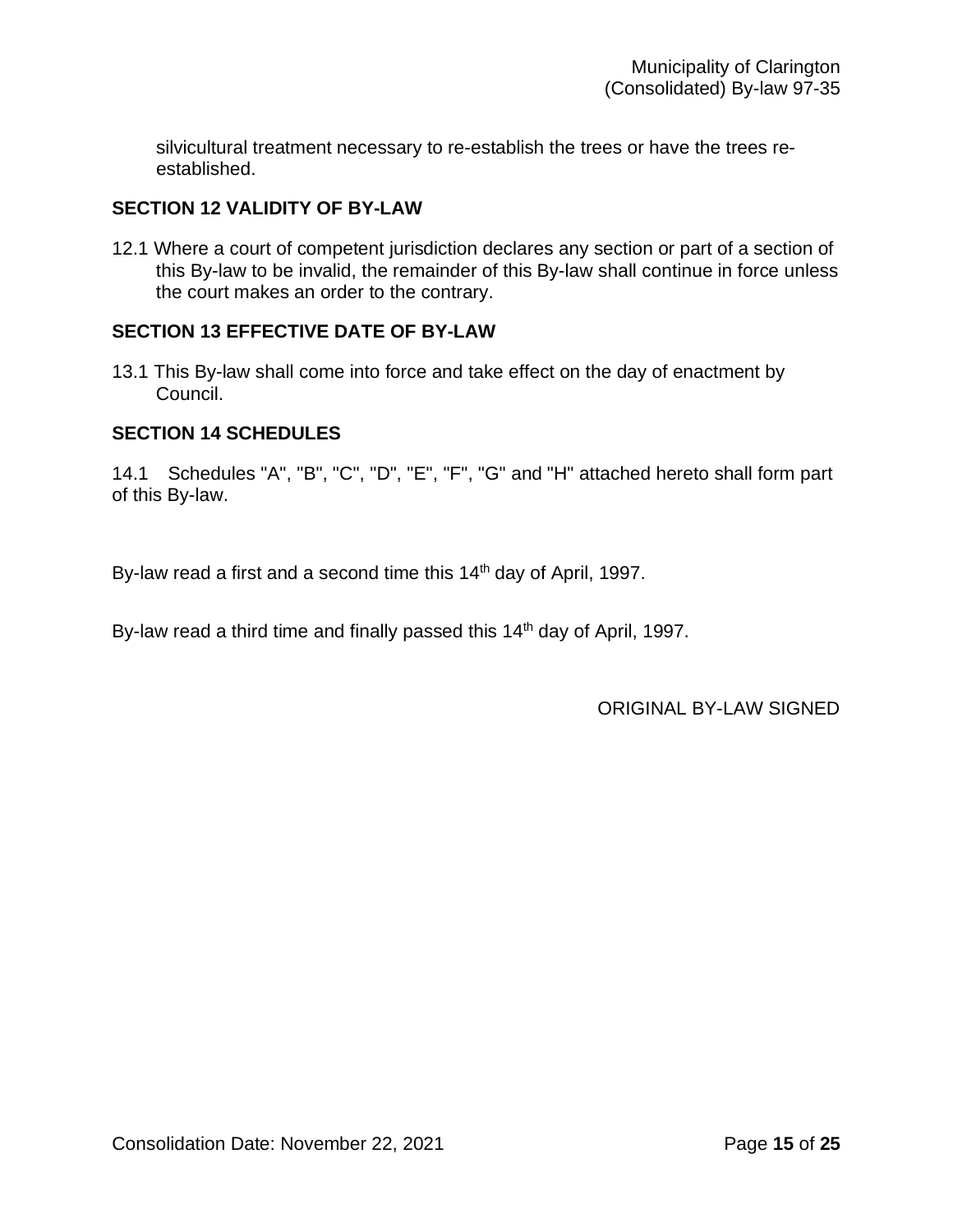silvicultural treatment necessary to re-establish the trees or have the trees re-established.

### SECTION 12 VALIDITY OF BY-LAW

12.1 Where a court of competent jurisdiction declares any section or part of a section of this By-law to be invalid, the remainder of this By-law shall continue in force unless the court makes an order to the contrary.

### SECTION 13 EFFECTIVE DATE OF BY-LAW

13.1 This By-law shall come into force and take effect on the day of enactment by Council.

### SECTION 14 SCHEDULES

14.1 Schedules "A", "B", "C", "D", "E", "F", "G" and "H" attached hereto shall form part of this By-law.

By-law read a first and a second time this 14th day of April, 1997.

By-law read a third time and finally passed this 14th day of April, 1997.

ORIGINAL BY-LAW SIGNED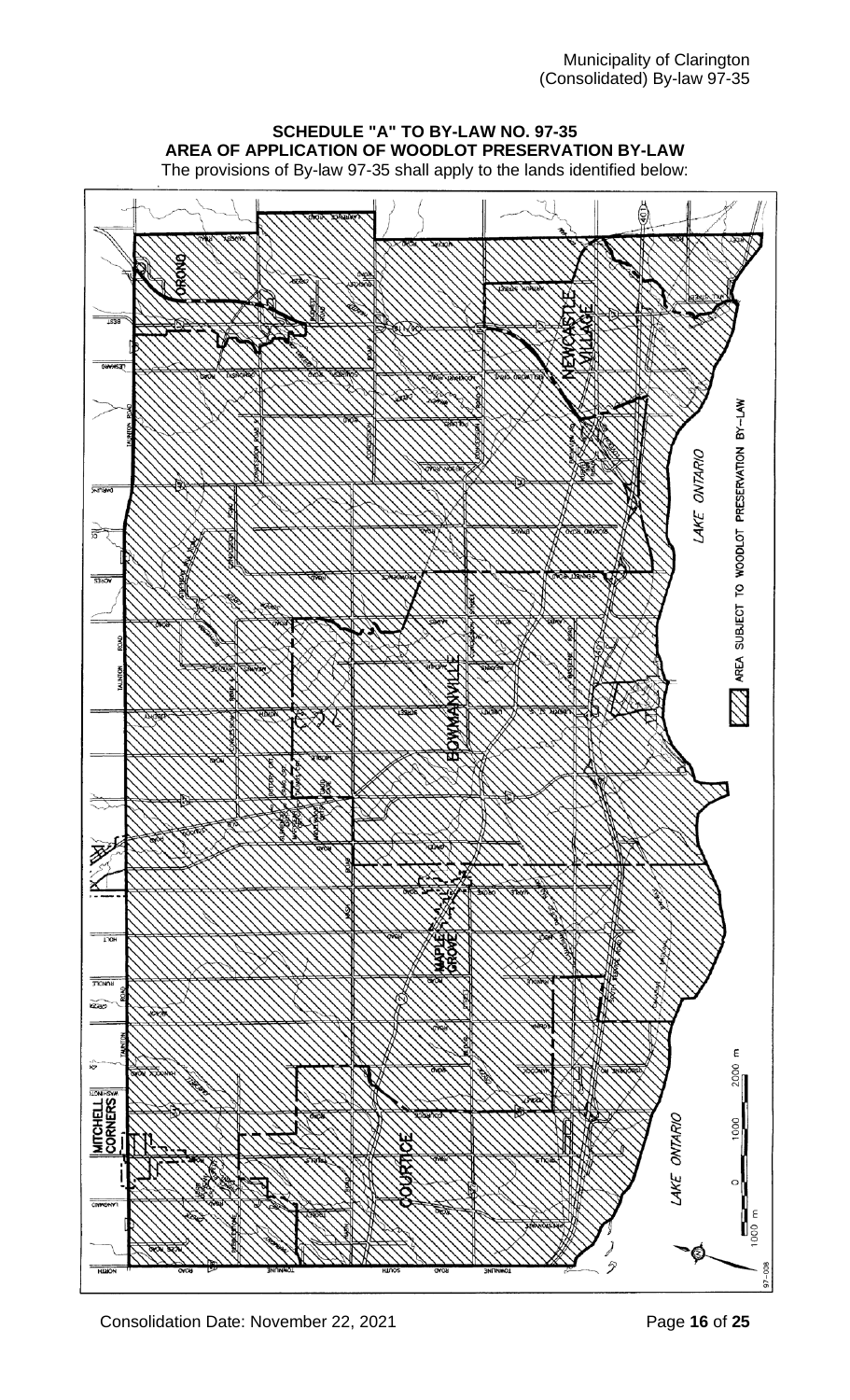## SCHEDULE "A" TO BY-LAW NO. 97-35
## AREA OF APPLICATION OF WOODLOT PRESERVATION BY-LAW

The provisions of By-law 97-35 shall apply to the lands identified below:

ORONO

NEWCASTLE VILLAGE

BOWMANVILLE

MAPLE GROVE

MITCHELL CORNERS

COURTICE

LAKE ONTARIO

AREA SUBJECT TO WOODLOT PRESERVATION BY-LAW

1000 m 0 1000 2000 m

97-008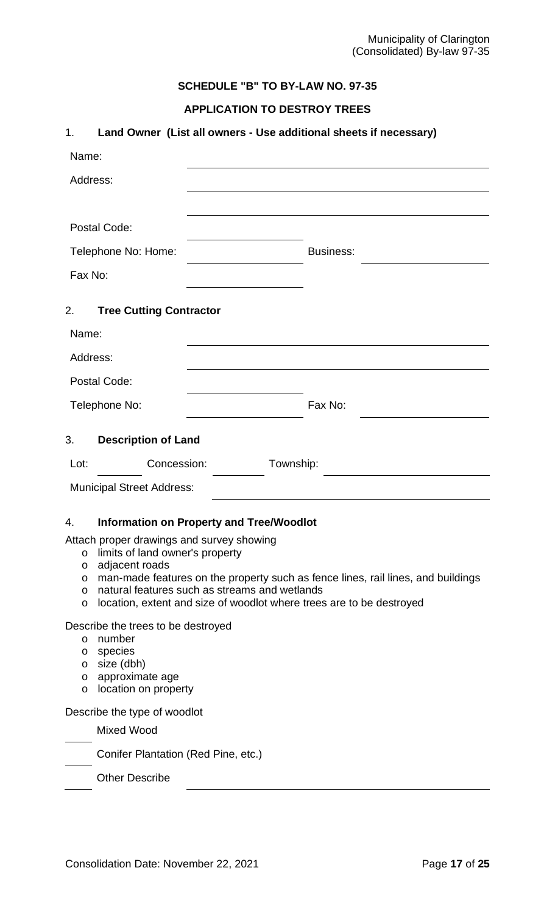**SCHEDULE "B" TO BY-LAW NO. 97-35**

**APPLICATION TO DESTROY TREES**

1. **Land Owner (List all owners - Use additional sheets if necessary)**

Name: ______________________________

Address: ______________________________

______________________________

Postal Code: ______________

Telephone No: Home: ______________ Business: ______________

Fax No: ______________

2. **Tree Cutting Contractor**

Name: ______________________________

Address: ______________________________

Postal Code: ______________

Telephone No: ______________ Fax No: ______________

3. **Description of Land**

Lot: ________ Concession: ________ Township: ______________

Municipal Street Address: ______________________________

4. **Information on Property and Tree/Woodlot**

Attach proper drawings and survey showing

- limits of land owner's property
- adjacent roads
- man-made features on the property such as fence lines, rail lines, and buildings
- natural features such as streams and wetlands
- location, extent and size of woodlot where trees are to be destroyed

Describe the trees to be destroyed

- number
- species
- size (dbh)
- approximate age
- location on property

Describe the type of woodlot

____ Mixed Wood

____ Conifer Plantation (Red Pine, etc.)

____ Other Describe ______________________________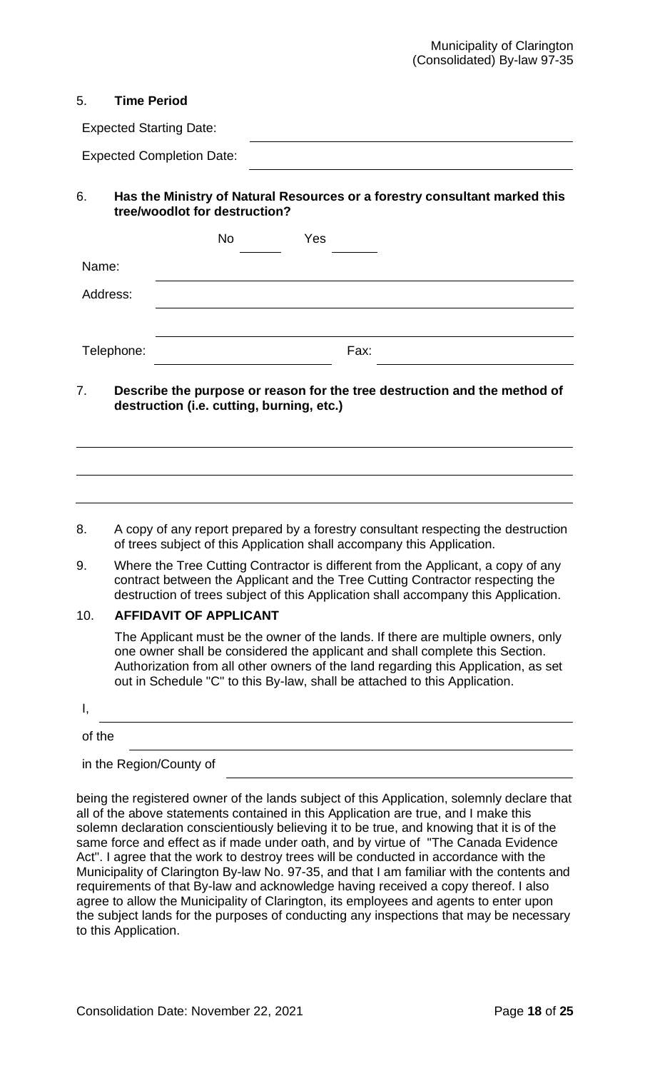5. **Time Period**

Expected Starting Date: \_\_\_\_\_\_\_\_\_\_\_\_\_\_\_\_\_\_\_\_\_\_\_\_\_\_\_\_\_\_\_\_

Expected Completion Date: \_\_\_\_\_\_\_\_\_\_\_\_\_\_\_\_\_\_\_\_\_\_\_\_\_\_\_\_\_\_\_\_

6. **Has the Ministry of Natural Resources or a forestry consultant marked this tree/woodlot for destruction?**

No \_\_\_\_\_\_ Yes \_\_\_\_\_\_

Name: \_\_\_\_\_\_\_\_\_\_\_\_\_\_\_\_\_\_\_\_\_\_\_\_\_\_\_\_\_\_\_\_\_\_\_\_\_\_\_\_

Address: \_\_\_\_\_\_\_\_\_\_\_\_\_\_\_\_\_\_\_\_\_\_\_\_\_\_\_\_\_\_\_\_\_\_\_\_\_\_\_\_

\_\_\_\_\_\_\_\_\_\_\_\_\_\_\_\_\_\_\_\_\_\_\_\_\_\_\_\_\_\_\_\_\_\_\_\_\_\_\_\_

Telephone: \_\_\_\_\_\_\_\_\_\_\_\_\_\_\_\_\_\_\_\_ Fax: \_\_\_\_\_\_\_\_\_\_\_\_\_\_\_\_\_\_\_\_

7. **Describe the purpose or reason for the tree destruction and the method of destruction (i.e. cutting, burning, etc.)**

\_\_\_\_\_\_\_\_\_\_\_\_\_\_\_\_\_\_\_\_\_\_\_\_\_\_\_\_\_\_\_\_\_\_\_\_\_\_\_\_\_\_\_\_\_\_\_\_\_\_\_\_

\_\_\_\_\_\_\_\_\_\_\_\_\_\_\_\_\_\_\_\_\_\_\_\_\_\_\_\_\_\_\_\_\_\_\_\_\_\_\_\_\_\_\_\_\_\_\_\_\_\_\_\_

\_\_\_\_\_\_\_\_\_\_\_\_\_\_\_\_\_\_\_\_\_\_\_\_\_\_\_\_\_\_\_\_\_\_\_\_\_\_\_\_\_\_\_\_\_\_\_\_\_\_\_\_

8. A copy of any report prepared by a forestry consultant respecting the destruction of trees subject of this Application shall accompany this Application.

9. Where the Tree Cutting Contractor is different from the Applicant, a copy of any contract between the Applicant and the Tree Cutting Contractor respecting the destruction of trees subject of this Application shall accompany this Application.

10. **AFFIDAVIT OF APPLICANT**

The Applicant must be the owner of the lands. If there are multiple owners, only one owner shall be considered the applicant and shall complete this Section. Authorization from all other owners of the land regarding this Application, as set out in Schedule "C" to this By-law, shall be attached to this Application.

I, \_\_\_\_\_\_\_\_\_\_\_\_\_\_\_\_\_\_\_\_\_\_\_\_\_\_\_\_\_\_\_\_\_\_\_\_\_\_\_\_

of the \_\_\_\_\_\_\_\_\_\_\_\_\_\_\_\_\_\_\_\_\_\_\_\_\_\_\_\_\_\_\_\_\_\_\_\_\_\_\_\_

in the Region/County of \_\_\_\_\_\_\_\_\_\_\_\_\_\_\_\_\_\_\_\_\_\_\_\_\_\_\_\_\_\_\_\_

being the registered owner of the lands subject of this Application, solemnly declare that all of the above statements contained in this Application are true, and I make this solemn declaration conscientiously believing it to be true, and knowing that it is of the same force and effect as if made under oath, and by virtue of "The Canada Evidence Act". I agree that the work to destroy trees will be conducted in accordance with the Municipality of Clarington By-law No. 97-35, and that I am familiar with the contents and requirements of that By-law and acknowledge having received a copy thereof. I also agree to allow the Municipality of Clarington, its employees and agents to enter upon the subject lands for the purposes of conducting any inspections that may be necessary to this Application.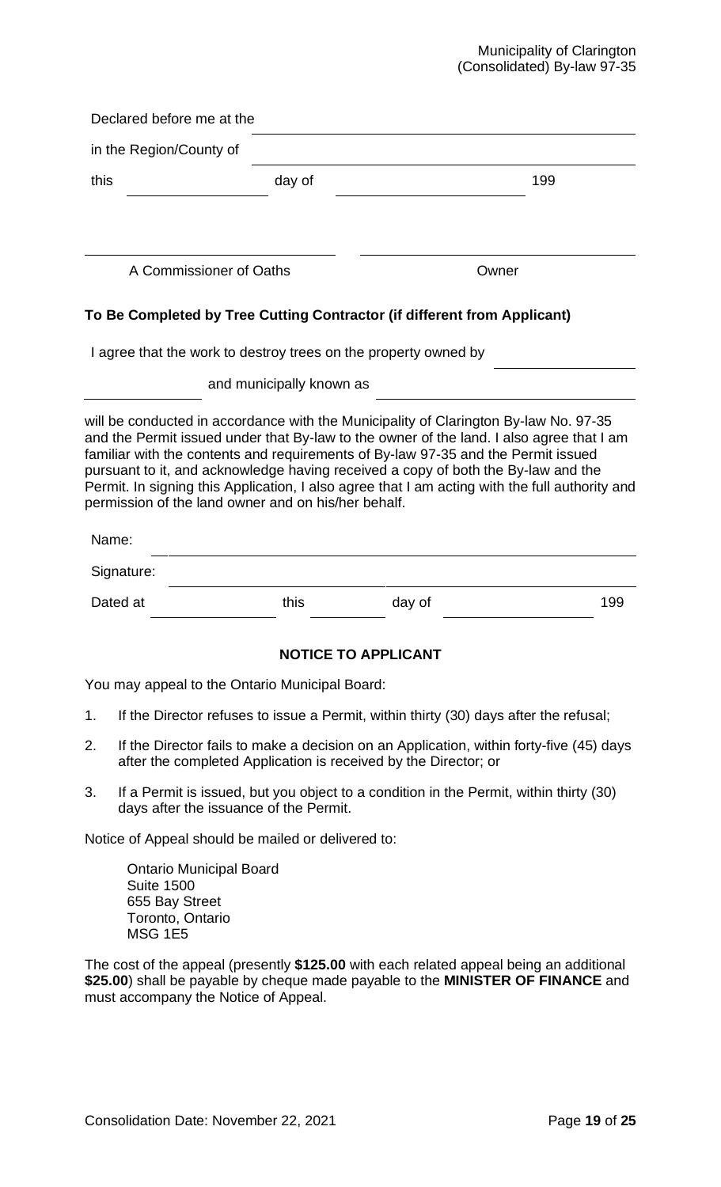Declared before me at the ______________________________

in the Region/County of ______________________________

this ____________ day of ____________________ 199

______________________________ ______________________________

A Commissioner of Oaths Owner

**To Be Completed by Tree Cutting Contractor (if different from Applicant)**

I agree that the work to destroy trees on the property owned by ____________

____________ and municipally known as ______________________________

will be conducted in accordance with the Municipality of Clarington By-law No. 97-35 and the Permit issued under that By-law to the owner of the land. I also agree that I am familiar with the contents and requirements of By-law 97-35 and the Permit issued pursuant to it, and acknowledge having received a copy of both the By-law and the Permit. In signing this Application, I also agree that I am acting with the full authority and permission of the land owner and on his/her behalf.

Name: ______________________________

Signature: ______________________________

Dated at ____________ this ________ day of ____________ 199

**NOTICE TO APPLICANT**

You may appeal to the Ontario Municipal Board:

1. If the Director refuses to issue a Permit, within thirty (30) days after the refusal;
2. If the Director fails to make a decision on an Application, within forty-five (45) days after the completed Application is received by the Director; or
3. If a Permit is issued, but you object to a condition in the Permit, within thirty (30) days after the issuance of the Permit.

Notice of Appeal should be mailed or delivered to:

Ontario Municipal Board
Suite 1500
655 Bay Street
Toronto, Ontario
MSG 1E5

The cost of the appeal (presently **$125.00** with each related appeal being an additional **$25.00**) shall be payable by cheque made payable to the **MINISTER OF FINANCE** and must accompany the Notice of Appeal.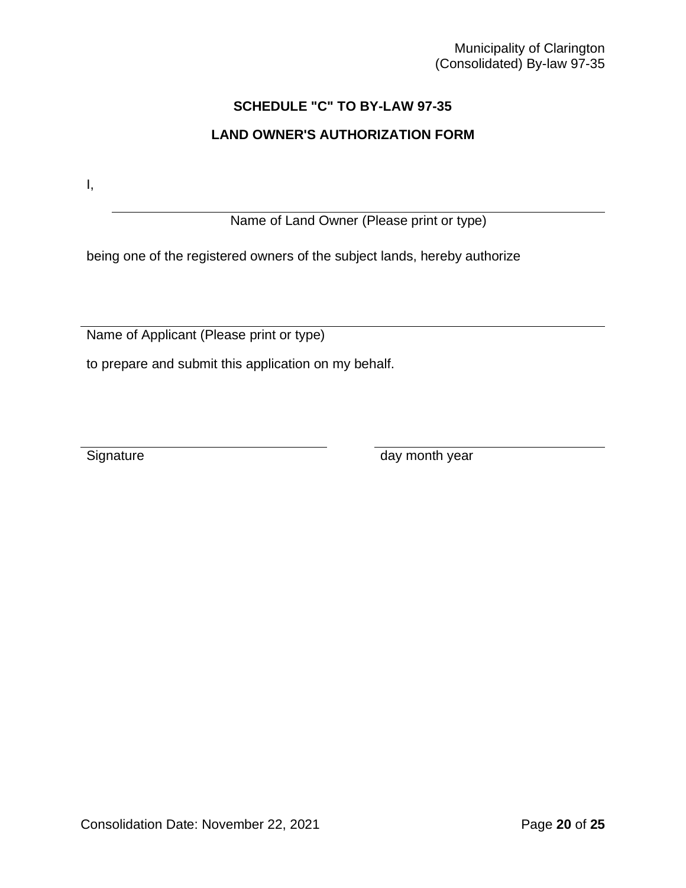## SCHEDULE "C" TO BY-LAW 97-35

## LAND OWNER'S AUTHORIZATION FORM

I,

\_\_\_\_\_\_\_\_\_\_\_\_\_\_\_\_\_\_\_\_\_\_\_\_\_\_\_\_\_\_\_\_\_\_\_\_\_\_\_\_\_\_\_\_\_\_\_\_

Name of Land Owner (Please print or type)

being one of the registered owners of the subject lands, hereby authorize

\_\_\_\_\_\_\_\_\_\_\_\_\_\_\_\_\_\_\_\_\_\_\_\_\_\_\_\_\_\_\_\_\_\_\_\_\_\_\_\_\_\_\_\_\_\_\_\_

Name of Applicant (Please print or type)

to prepare and submit this application on my behalf.

\_\_\_\_\_\_\_\_\_\_\_\_\_\_\_\_\_\_\_\_\_\_\_\_\_\_\_\_ \_\_\_\_\_\_\_\_\_\_\_\_\_\_\_\_\_\_\_\_\_\_\_\_\_\_\_\_

Signature day month year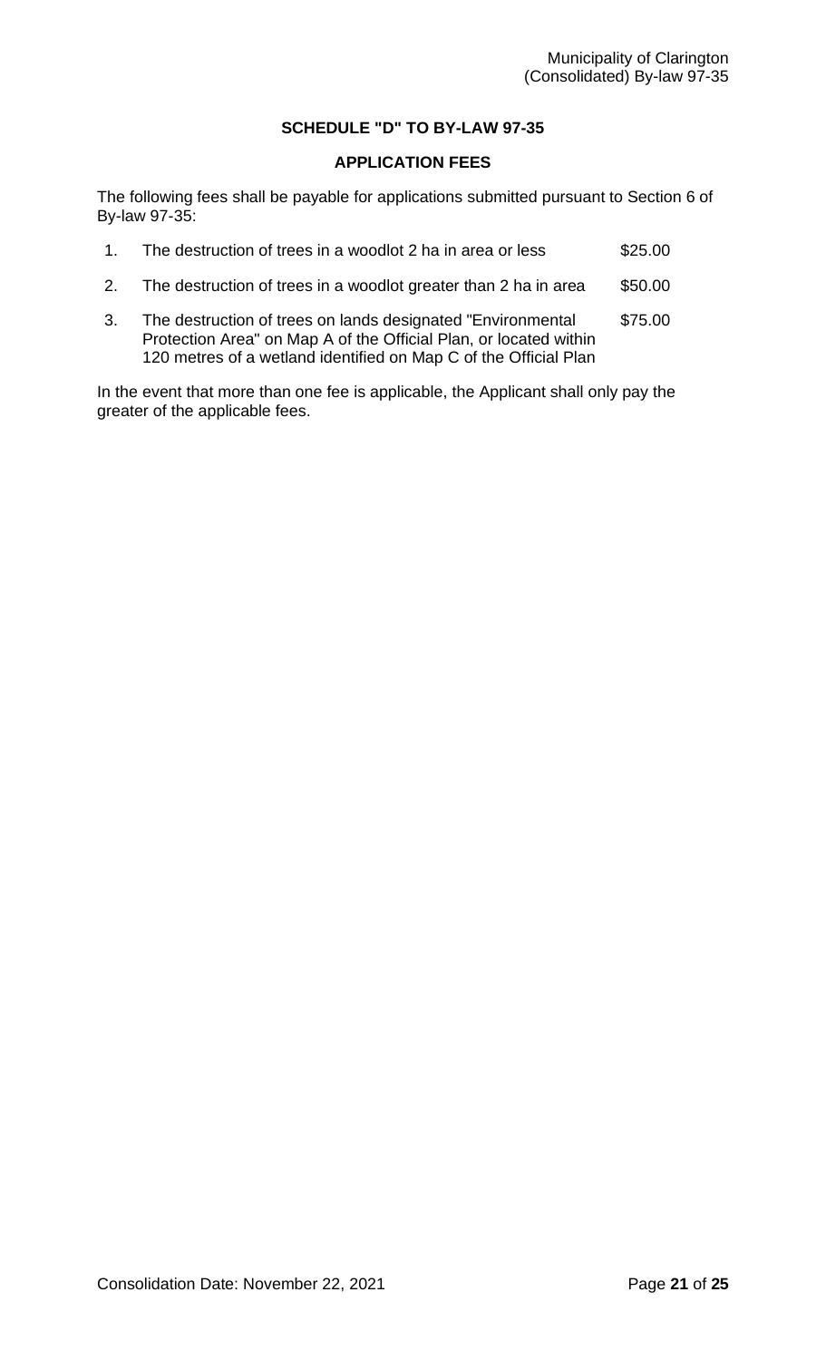## SCHEDULE "D" TO BY-LAW 97-35

### APPLICATION FEES

The following fees shall be payable for applications submitted pursuant to Section 6 of By-law 97-35:

| | | |
|---|---|---|
| 1. | The destruction of trees in a woodlot 2 ha in area or less | \$25.00 |
| 2. | The destruction of trees in a woodlot greater than 2 ha in area | \$50.00 |
| 3. | The destruction of trees on lands designated "Environmental Protection Area" on Map A of the Official Plan, or located within 120 metres of a wetland identified on Map C of the Official Plan | \$75.00 |

In the event that more than one fee is applicable, the Applicant shall only pay the greater of the applicable fees.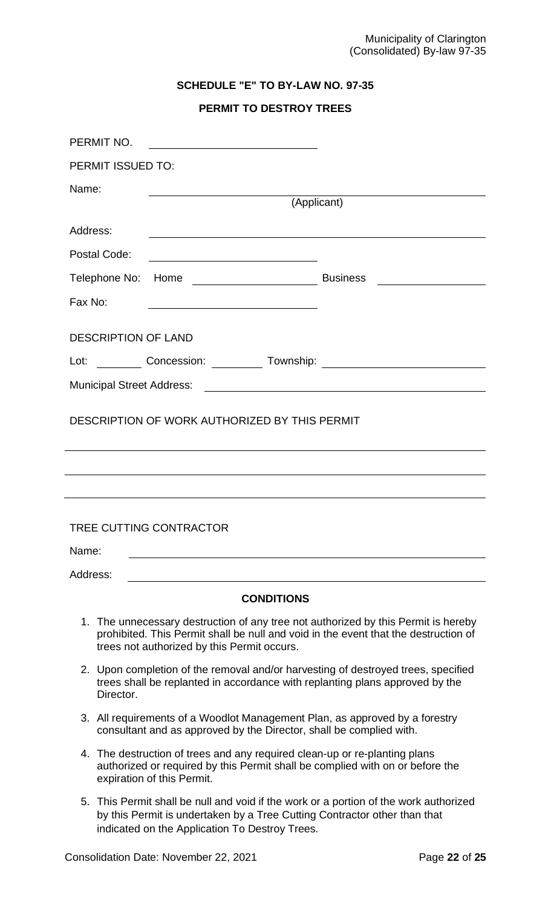**SCHEDULE "E" TO BY-LAW NO. 97-35**

**PERMIT TO DESTROY TREES**

PERMIT NO. ____________________

PERMIT ISSUED TO:

Name: ____________________________________________
(Applicant)

Address: ____________________________________________

Postal Code: ____________________

Telephone No: Home ____________________ Business ____________________

Fax No: ____________________

DESCRIPTION OF LAND

Lot: ________ Concession: ________ Township: ____________________

Municipal Street Address: ____________________________________________

DESCRIPTION OF WORK AUTHORIZED BY THIS PERMIT

____________________________________________

____________________________________________

____________________________________________

TREE CUTTING CONTRACTOR

Name: ____________________________________________

Address: ____________________________________________

**CONDITIONS**

1. The unnecessary destruction of any tree not authorized by this Permit is hereby prohibited. This Permit shall be null and void in the event that the destruction of trees not authorized by this Permit occurs.
2. Upon completion of the removal and/or harvesting of destroyed trees, specified trees shall be replanted in accordance with replanting plans approved by the Director.
3. All requirements of a Woodlot Management Plan, as approved by a forestry consultant and as approved by the Director, shall be complied with.
4. The destruction of trees and any required clean-up or re-planting plans authorized or required by this Permit shall be complied with on or before the expiration of this Permit.
5. This Permit shall be null and void if the work or a portion of the work authorized by this Permit is undertaken by a Tree Cutting Contractor other than that indicated on the Application To Destroy Trees.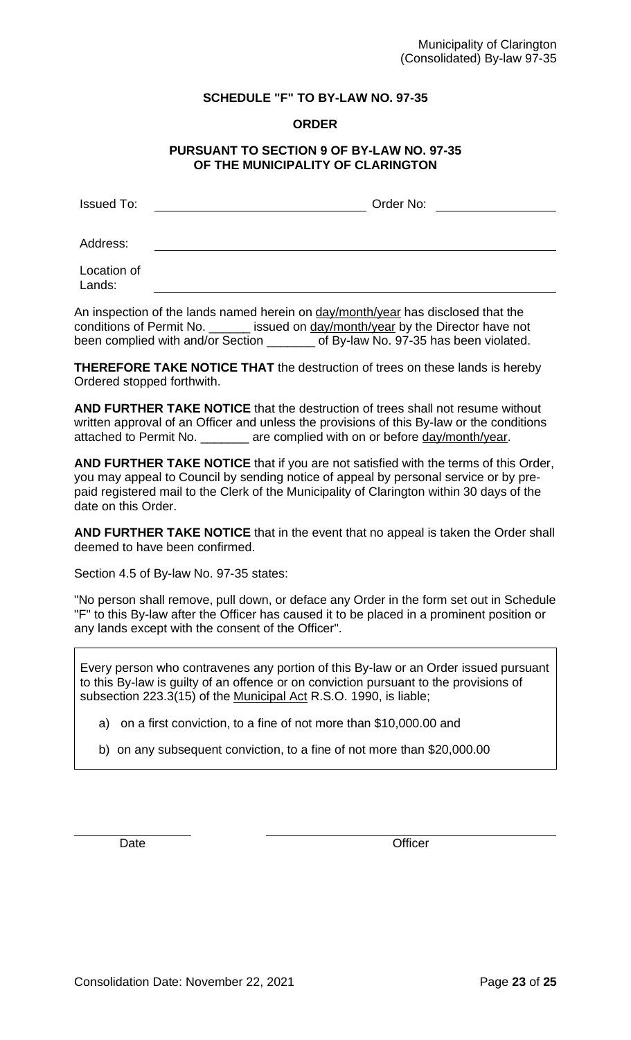**SCHEDULE "F" TO BY-LAW NO. 97-35**

**ORDER**

**PURSUANT TO SECTION 9 OF BY-LAW NO. 97-35 OF THE MUNICIPALITY OF CLARINGTON**

Issued To: ______________________________ Order No: ________________

Address: ____________________________________________________________

Location of Lands: ____________________________________________________________

An inspection of the lands named herein on day/month/year has disclosed that the conditions of Permit No. ______ issued on day/month/year by the Director have not been complied with and/or Section _______ of By-law No. 97-35 has been violated.

**THEREFORE TAKE NOTICE THAT** the destruction of trees on these lands is hereby Ordered stopped forthwith.

**AND FURTHER TAKE NOTICE** that the destruction of trees shall not resume without written approval of an Officer and unless the provisions of this By-law or the conditions attached to Permit No. _______ are complied with on or before day/month/year.

**AND FURTHER TAKE NOTICE** that if you are not satisfied with the terms of this Order, you may appeal to Council by sending notice of appeal by personal service or by pre-paid registered mail to the Clerk of the Municipality of Clarington within 30 days of the date on this Order.

**AND FURTHER TAKE NOTICE** that in the event that no appeal is taken the Order shall deemed to have been confirmed.

Section 4.5 of By-law No. 97-35 states:

"No person shall remove, pull down, or deface any Order in the form set out in Schedule "F" to this By-law after the Officer has caused it to be placed in a prominent position or any lands except with the consent of the Officer".

Every person who contravenes any portion of this By-law or an Order issued pursuant to this By-law is guilty of an offence or on conviction pursuant to the provisions of subsection 223.3(15) of the Municipal Act R.S.O. 1990, is liable;

a) on a first conviction, to a fine of not more than $10,000.00 and

b) on any subsequent conviction, to a fine of not more than $20,000.00

________________ ________________________________

Date Officer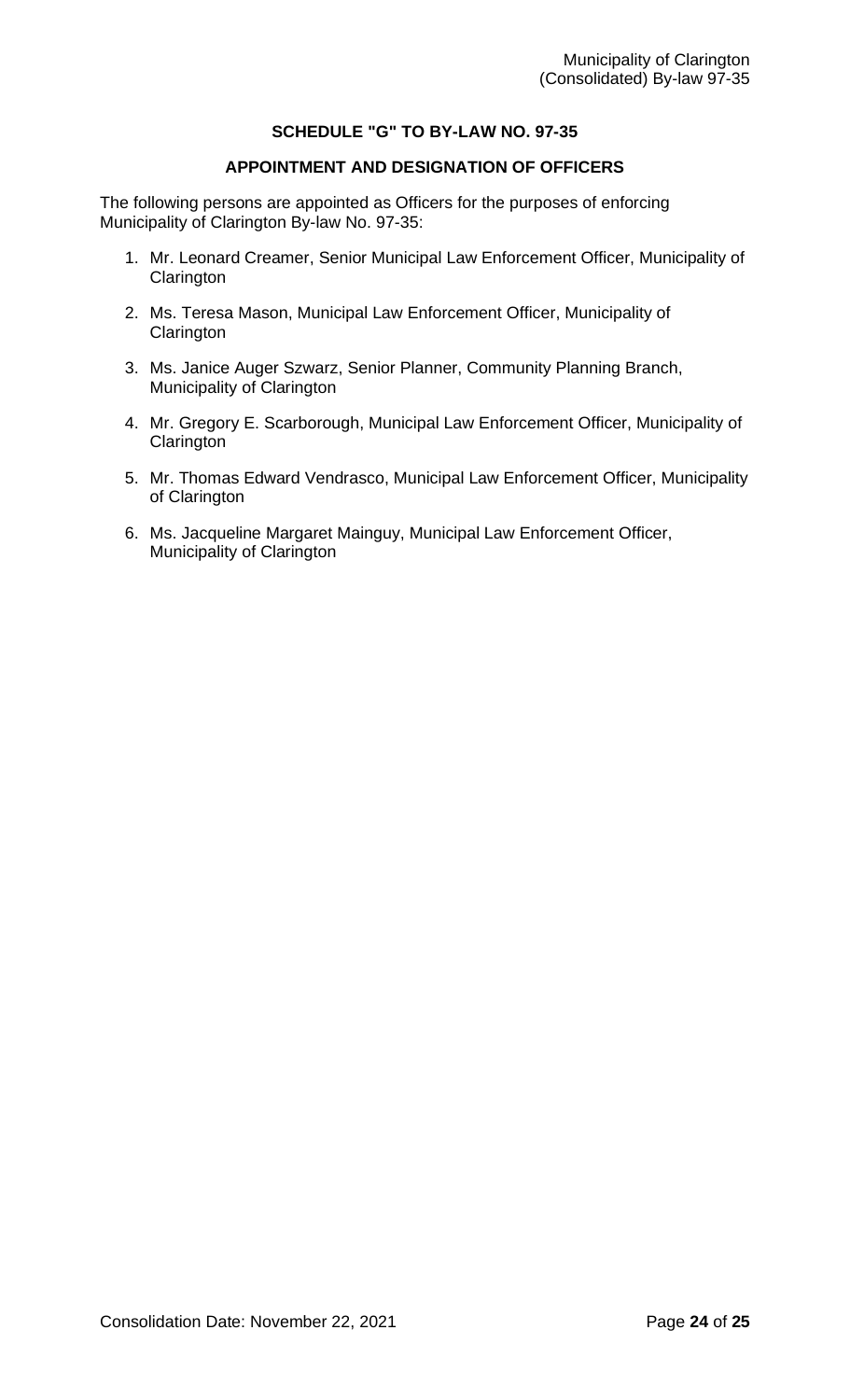## SCHEDULE "G" TO BY-LAW NO. 97-35

### APPOINTMENT AND DESIGNATION OF OFFICERS

The following persons are appointed as Officers for the purposes of enforcing Municipality of Clarington By-law No. 97-35:

1. Mr. Leonard Creamer, Senior Municipal Law Enforcement Officer, Municipality of Clarington
2. Ms. Teresa Mason, Municipal Law Enforcement Officer, Municipality of Clarington
3. Ms. Janice Auger Szwarz, Senior Planner, Community Planning Branch, Municipality of Clarington
4. Mr. Gregory E. Scarborough, Municipal Law Enforcement Officer, Municipality of Clarington
5. Mr. Thomas Edward Vendrasco, Municipal Law Enforcement Officer, Municipality of Clarington
6. Ms. Jacqueline Margaret Mainguy, Municipal Law Enforcement Officer, Municipality of Clarington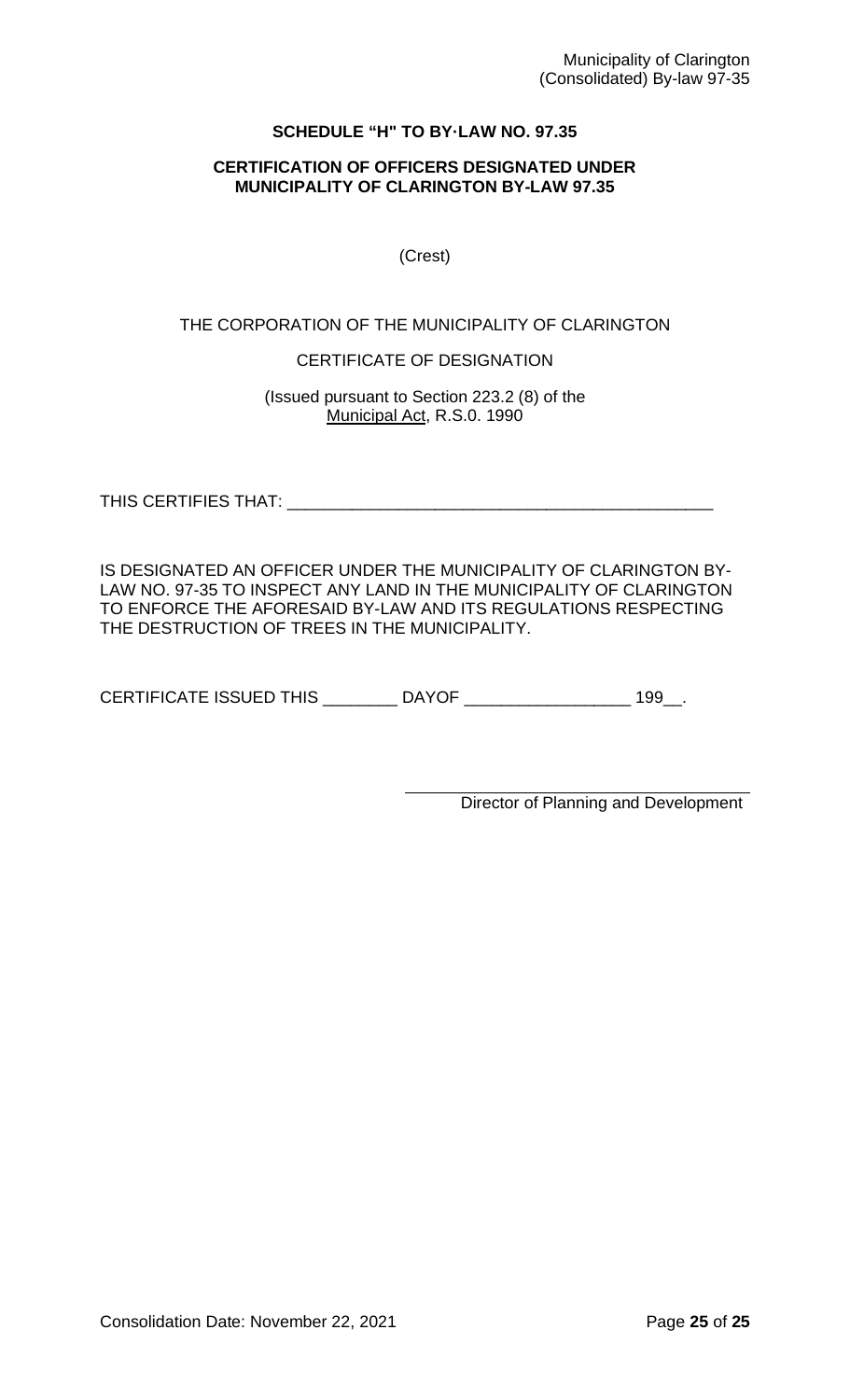**SCHEDULE "H" TO BY·LAW NO. 97.35**

**CERTIFICATION OF OFFICERS DESIGNATED UNDER MUNICIPALITY OF CLARINGTON BY-LAW 97.35**

(Crest)

THE CORPORATION OF THE MUNICIPALITY OF CLARINGTON

CERTIFICATE OF DESIGNATION

(Issued pursuant to Section 223.2 (8) of the Municipal Act, R.S.0. 1990

THIS CERTIFIES THAT: _______________________________________________

IS DESIGNATED AN OFFICER UNDER THE MUNICIPALITY OF CLARINGTON BY-LAW NO. 97-35 TO INSPECT ANY LAND IN THE MUNICIPALITY OF CLARINGTON TO ENFORCE THE AFORESAID BY-LAW AND ITS REGULATIONS RESPECTING THE DESTRUCTION OF TREES IN THE MUNICIPALITY.

CERTIFICATE ISSUED THIS ________ DAYOF _________________ 199__.

_____________________________________

Director of Planning and Development